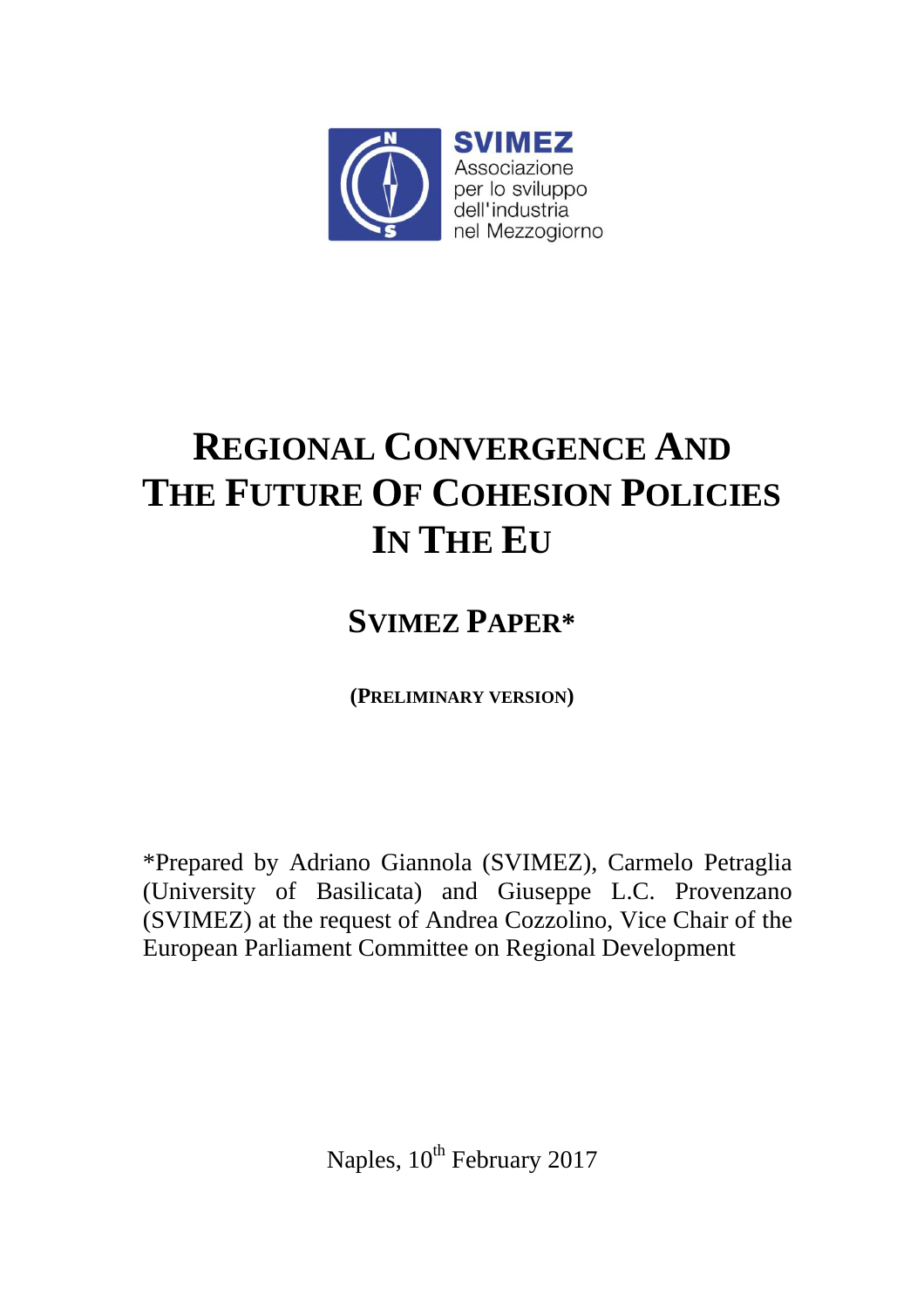SVIMEZ
Associazione
per lo sviluppo
dell'industria
nel Mezzogiorno

# REGIONAL CONVERGENCE AND THE FUTURE OF COHESION POLICIES IN THE EU

## SVIMEZ PAPER*

**(PRELIMINARY VERSION)**

*Prepared by Adriano Giannola (SVIMEZ), Carmelo Petraglia (University of Basilicata) and Giuseppe L.C. Provenzano (SVIMEZ) at the request of Andrea Cozzolino, Vice Chair of the European Parliament Committee on Regional Development

Naples, 10th February 2017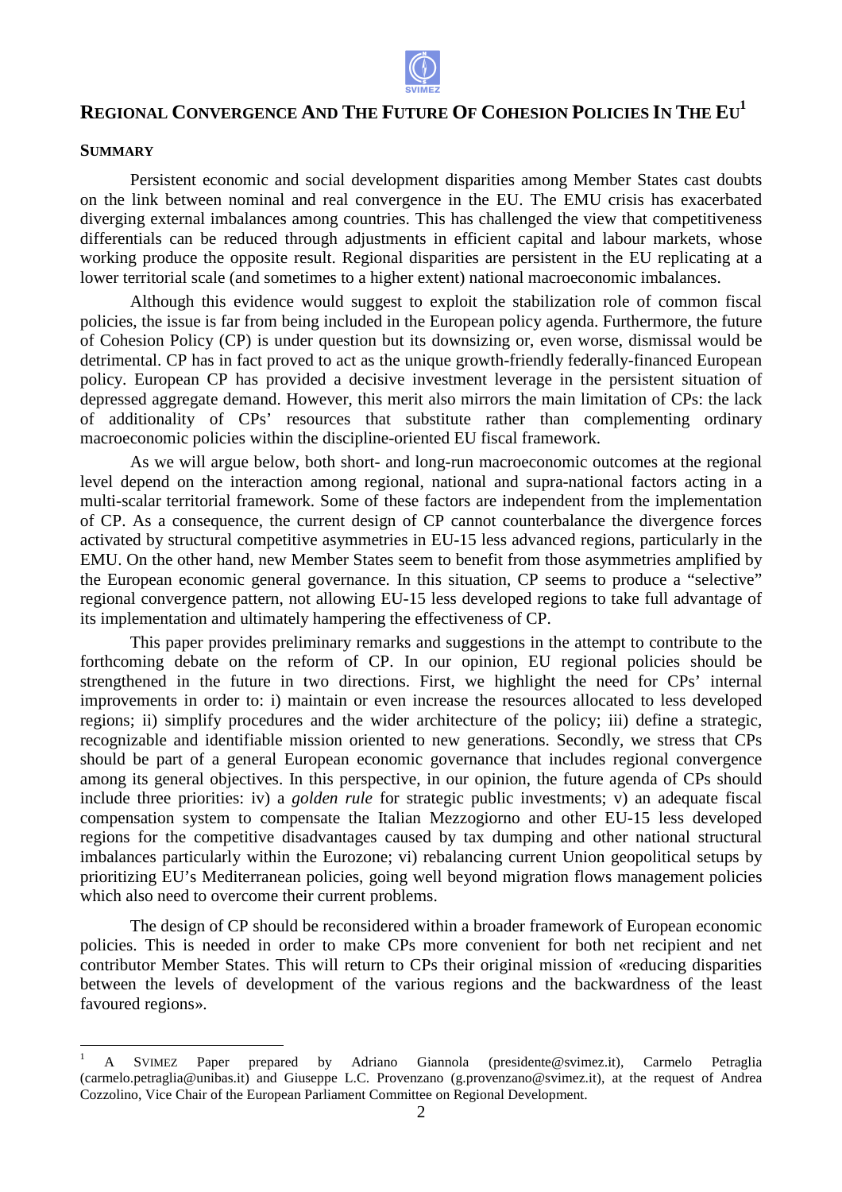# Regional Convergence And The Future Of Cohesion Policies In The EU[1]

## Summary

Persistent economic and social development disparities among Member States cast doubts on the link between nominal and real convergence in the EU. The EMU crisis has exacerbated diverging external imbalances among countries. This has challenged the view that competitiveness differentials can be reduced through adjustments in efficient capital and labour markets, whose working produce the opposite result. Regional disparities are persistent in the EU replicating at a lower territorial scale (and sometimes to a higher extent) national macroeconomic imbalances.

Although this evidence would suggest to exploit the stabilization role of common fiscal policies, the issue is far from being included in the European policy agenda. Furthermore, the future of Cohesion Policy (CP) is under question but its downsizing or, even worse, dismissal would be detrimental. CP has in fact proved to act as the unique growth-friendly federally-financed European policy. European CP has provided a decisive investment leverage in the persistent situation of depressed aggregate demand. However, this merit also mirrors the main limitation of CPs: the lack of additionality of CPs' resources that substitute rather than complementing ordinary macroeconomic policies within the discipline-oriented EU fiscal framework.

As we will argue below, both short- and long-run macroeconomic outcomes at the regional level depend on the interaction among regional, national and supra-national factors acting in a multi-scalar territorial framework. Some of these factors are independent from the implementation of CP. As a consequence, the current design of CP cannot counterbalance the divergence forces activated by structural competitive asymmetries in EU-15 less advanced regions, particularly in the EMU. On the other hand, new Member States seem to benefit from those asymmetries amplified by the European economic general governance. In this situation, CP seems to produce a "selective" regional convergence pattern, not allowing EU-15 less developed regions to take full advantage of its implementation and ultimately hampering the effectiveness of CP.

This paper provides preliminary remarks and suggestions in the attempt to contribute to the forthcoming debate on the reform of CP. In our opinion, EU regional policies should be strengthened in the future in two directions. First, we highlight the need for CPs' internal improvements in order to: i) maintain or even increase the resources allocated to less developed regions; ii) simplify procedures and the wider architecture of the policy; iii) define a strategic, recognizable and identifiable mission oriented to new generations. Secondly, we stress that CPs should be part of a general European economic governance that includes regional convergence among its general objectives. In this perspective, in our opinion, the future agenda of CPs should include three priorities: iv) a *golden rule* for strategic public investments; v) an adequate fiscal compensation system to compensate the Italian Mezzogiorno and other EU-15 less developed regions for the competitive disadvantages caused by tax dumping and other national structural imbalances particularly within the Eurozone; vi) rebalancing current Union geopolitical setups by prioritizing EU's Mediterranean policies, going well beyond migration flows management policies which also need to overcome their current problems.

The design of CP should be reconsidered within a broader framework of European economic policies. This is needed in order to make CPs more convenient for both net recipient and net contributor Member States. This will return to CPs their original mission of «reducing disparities between the levels of development of the various regions and the backwardness of the least favoured regions».

---

[1] A SVIMEZ Paper prepared by Adriano Giannola (presidente@svimez.it), Carmelo Petraglia (carmelo.petraglia@unibas.it) and Giuseppe L.C. Provenzano (g.provenzano@svimez.it), at the request of Andrea Cozzolino, Vice Chair of the European Parliament Committee on Regional Development.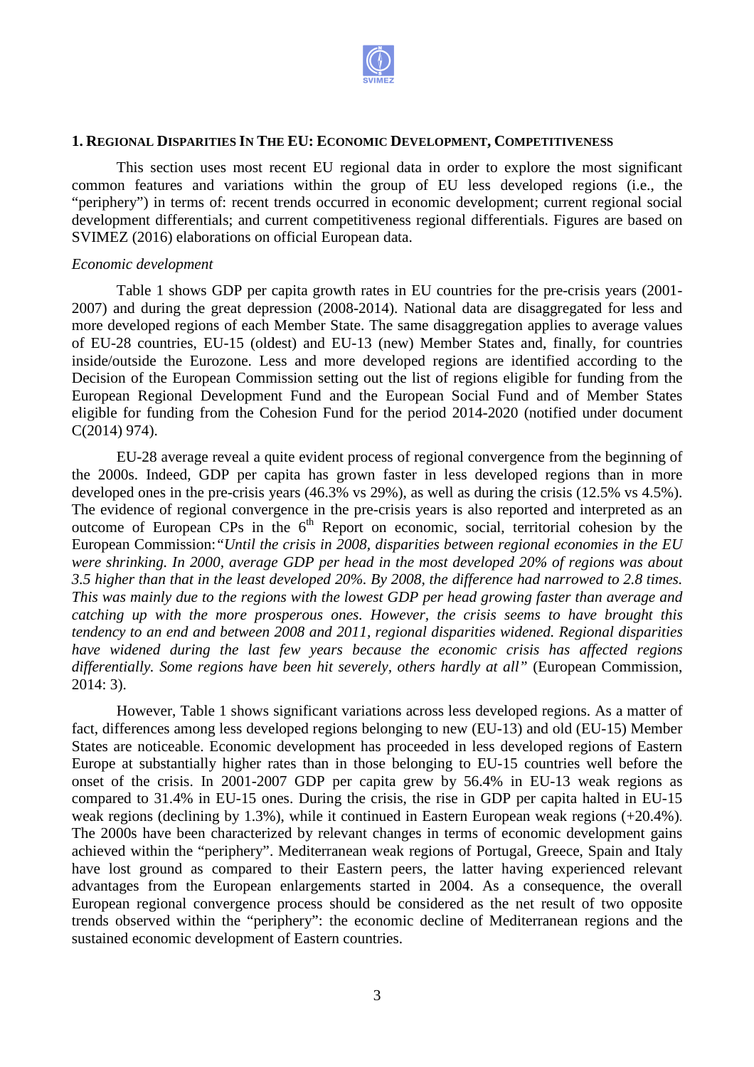## 1. Regional Disparities In The EU: Economic Development, Competitiveness

This section uses most recent EU regional data in order to explore the most significant common features and variations within the group of EU less developed regions (i.e., the "periphery") in terms of: recent trends occurred in economic development; current regional social development differentials; and current competitiveness regional differentials. Figures are based on SVIMEZ (2016) elaborations on official European data.

*Economic development*

Table 1 shows GDP per capita growth rates in EU countries for the pre-crisis years (2001-2007) and during the great depression (2008-2014). National data are disaggregated for less and more developed regions of each Member State. The same disaggregation applies to average values of EU-28 countries, EU-15 (oldest) and EU-13 (new) Member States and, finally, for countries inside/outside the Eurozone. Less and more developed regions are identified according to the Decision of the European Commission setting out the list of regions eligible for funding from the European Regional Development Fund and the European Social Fund and of Member States eligible for funding from the Cohesion Fund for the period 2014-2020 (notified under document C(2014) 974).

EU-28 average reveal a quite evident process of regional convergence from the beginning of the 2000s. Indeed, GDP per capita has grown faster in less developed regions than in more developed ones in the pre-crisis years (46.3% vs 29%), as well as during the crisis (12.5% vs 4.5%). The evidence of regional convergence in the pre-crisis years is also reported and interpreted as an outcome of European CPs in the 6th Report on economic, social, territorial cohesion by the European Commission:*"Until the crisis in 2008, disparities between regional economies in the EU were shrinking. In 2000, average GDP per head in the most developed 20% of regions was about 3.5 higher than that in the least developed 20%. By 2008, the difference had narrowed to 2.8 times. This was mainly due to the regions with the lowest GDP per head growing faster than average and catching up with the more prosperous ones. However, the crisis seems to have brought this tendency to an end and between 2008 and 2011, regional disparities widened. Regional disparities have widened during the last few years because the economic crisis has affected regions differentially. Some regions have been hit severely, others hardly at all"* (European Commission, 2014: 3).

However, Table 1 shows significant variations across less developed regions. As a matter of fact, differences among less developed regions belonging to new (EU-13) and old (EU-15) Member States are noticeable. Economic development has proceeded in less developed regions of Eastern Europe at substantially higher rates than in those belonging to EU-15 countries well before the onset of the crisis. In 2001-2007 GDP per capita grew by 56.4% in EU-13 weak regions as compared to 31.4% in EU-15 ones. During the crisis, the rise in GDP per capita halted in EU-15 weak regions (declining by 1.3%), while it continued in Eastern European weak regions (+20.4%). The 2000s have been characterized by relevant changes in terms of economic development gains achieved within the "periphery". Mediterranean weak regions of Portugal, Greece, Spain and Italy have lost ground as compared to their Eastern peers, the latter having experienced relevant advantages from the European enlargements started in 2004. As a consequence, the overall European regional convergence process should be considered as the net result of two opposite trends observed within the "periphery": the economic decline of Mediterranean regions and the sustained economic development of Eastern countries.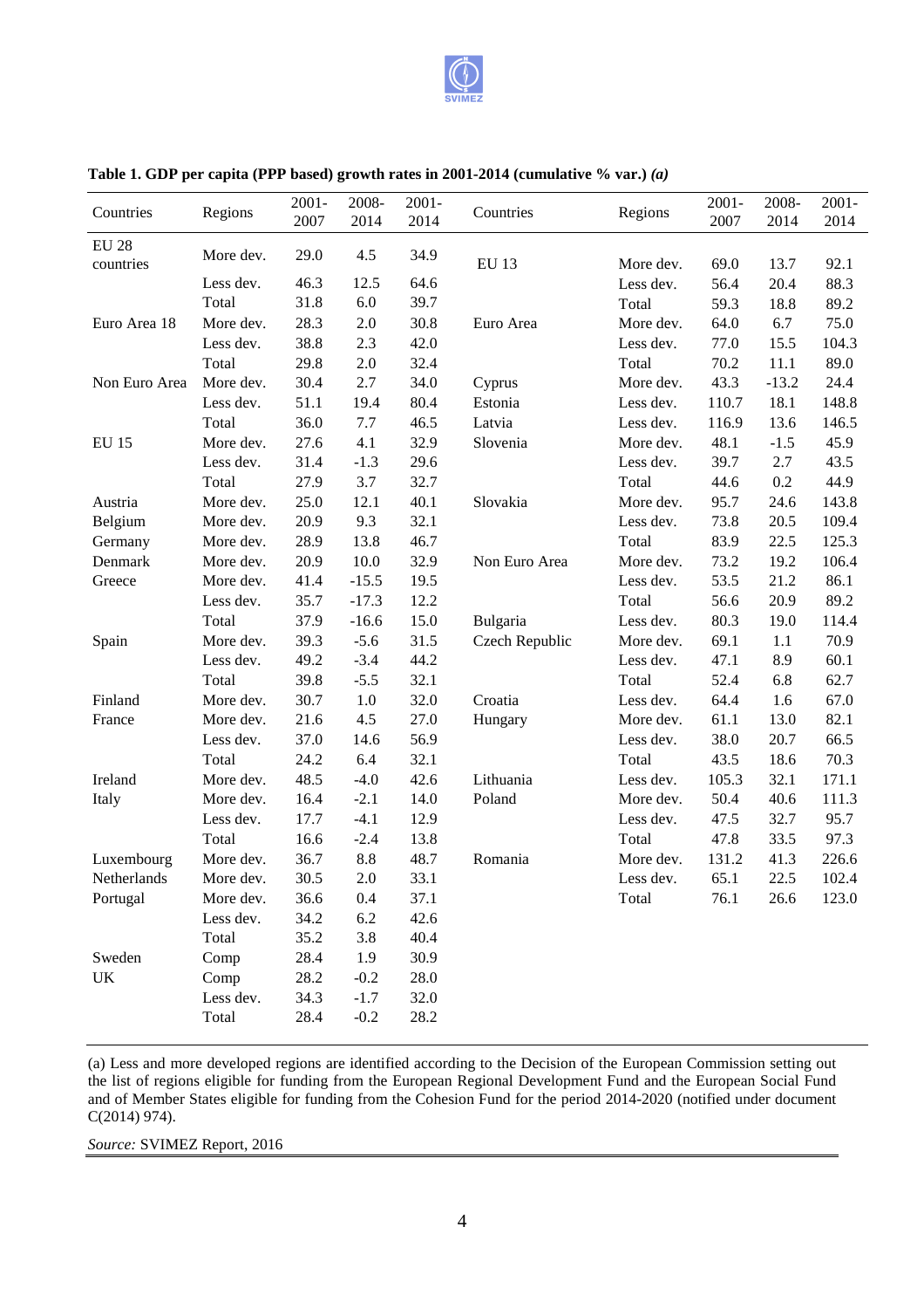**Table 1. GDP per capita (PPP based) growth rates in 2001-2014 (cumulative % var.)** ***(a)***

| Countries | Regions | 2001-2007 | 2008-2014 | 2001-2014 | Countries | Regions | 2001-2007 | 2008-2014 | 2001-2014 |
|---|---|---|---|---|---|---|---|---|---|
| EU 28 countries | More dev. | 29.0 | 4.5 | 34.9 | EU 13 | More dev. | 69.0 | 13.7 | 92.1 |
| | Less dev. | 46.3 | 12.5 | 64.6 | | Less dev. | 56.4 | 20.4 | 88.3 |
| | Total | 31.8 | 6.0 | 39.7 | | Total | 59.3 | 18.8 | 89.2 |
| Euro Area 18 | More dev. | 28.3 | 2.0 | 30.8 | Euro Area | More dev. | 64.0 | 6.7 | 75.0 |
| | Less dev. | 38.8 | 2.3 | 42.0 | | Less dev. | 77.0 | 15.5 | 104.3 |
| | Total | 29.8 | 2.0 | 32.4 | | Total | 70.2 | 11.1 | 89.0 |
| Non Euro Area | More dev. | 30.4 | 2.7 | 34.0 | Cyprus | More dev. | 43.3 | -13.2 | 24.4 |
| | Less dev. | 51.1 | 19.4 | 80.4 | Estonia | Less dev. | 110.7 | 18.1 | 148.8 |
| | Total | 36.0 | 7.7 | 46.5 | Latvia | Less dev. | 116.9 | 13.6 | 146.5 |
| EU 15 | More dev. | 27.6 | 4.1 | 32.9 | Slovenia | More dev. | 48.1 | -1.5 | 45.9 |
| | Less dev. | 31.4 | -1.3 | 29.6 | | Less dev. | 39.7 | 2.7 | 43.5 |
| | Total | 27.9 | 3.7 | 32.7 | | Total | 44.6 | 0.2 | 44.9 |
| Austria | More dev. | 25.0 | 12.1 | 40.1 | Slovakia | More dev. | 95.7 | 24.6 | 143.8 |
| Belgium | More dev. | 20.9 | 9.3 | 32.1 | | Less dev. | 73.8 | 20.5 | 109.4 |
| Germany | More dev. | 28.9 | 13.8 | 46.7 | | Total | 83.9 | 22.5 | 125.3 |
| Denmark | More dev. | 20.9 | 10.0 | 32.9 | Non Euro Area | More dev. | 73.2 | 19.2 | 106.4 |
| Greece | More dev. | 41.4 | -15.5 | 19.5 | | Less dev. | 53.5 | 21.2 | 86.1 |
| | Less dev. | 35.7 | -17.3 | 12.2 | | Total | 56.6 | 20.9 | 89.2 |
| | Total | 37.9 | -16.6 | 15.0 | Bulgaria | Less dev. | 80.3 | 19.0 | 114.4 |
| Spain | More dev. | 39.3 | -5.6 | 31.5 | Czech Republic | More dev. | 69.1 | 1.1 | 70.9 |
| | Less dev. | 49.2 | -3.4 | 44.2 | | Less dev. | 47.1 | 8.9 | 60.1 |
| | Total | 39.8 | -5.5 | 32.1 | | Total | 52.4 | 6.8 | 62.7 |
| Finland | More dev. | 30.7 | 1.0 | 32.0 | Croatia | Less dev. | 64.4 | 1.6 | 67.0 |
| France | More dev. | 21.6 | 4.5 | 27.0 | Hungary | More dev. | 61.1 | 13.0 | 82.1 |
| | Less dev. | 37.0 | 14.6 | 56.9 | | Less dev. | 38.0 | 20.7 | 66.5 |
| | Total | 24.2 | 6.4 | 32.1 | | Total | 43.5 | 18.6 | 70.3 |
| Ireland | More dev. | 48.5 | -4.0 | 42.6 | Lithuania | Less dev. | 105.3 | 32.1 | 171.1 |
| Italy | More dev. | 16.4 | -2.1 | 14.0 | Poland | More dev. | 50.4 | 40.6 | 111.3 |
| | Less dev. | 17.7 | -4.1 | 12.9 | | Less dev. | 47.5 | 32.7 | 95.7 |
| | Total | 16.6 | -2.4 | 13.8 | | Total | 47.8 | 33.5 | 97.3 |
| Luxembourg | More dev. | 36.7 | 8.8 | 48.7 | Romania | More dev. | 131.2 | 41.3 | 226.6 |
| Netherlands | More dev. | 30.5 | 2.0 | 33.1 | | Less dev. | 65.1 | 22.5 | 102.4 |
| Portugal | More dev. | 36.6 | 0.4 | 37.1 | | Total | 76.1 | 26.6 | 123.0 |
| | Less dev. | 34.2 | 6.2 | 42.6 | | | | | |
| | Total | 35.2 | 3.8 | 40.4 | | | | | |
| Sweden | Comp | 28.4 | 1.9 | 30.9 | | | | | |
| UK | Comp | 28.2 | -0.2 | 28.0 | | | | | |
| | Less dev. | 34.3 | -1.7 | 32.0 | | | | | |
| | Total | 28.4 | -0.2 | 28.2 | | | | | |

(a) Less and more developed regions are identified according to the Decision of the European Commission setting out the list of regions eligible for funding from the European Regional Development Fund and the European Social Fund and of Member States eligible for funding from the Cohesion Fund for the period 2014-2020 (notified under document C(2014) 974).

*Source:* SVIMEZ Report, 2016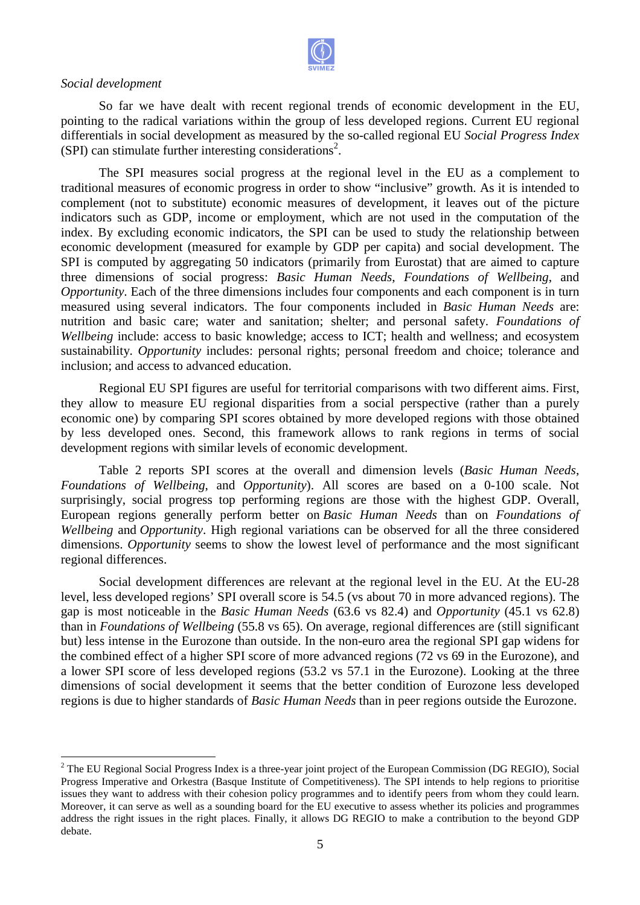*Social development*

So far we have dealt with recent regional trends of economic development in the EU, pointing to the radical variations within the group of less developed regions. Current EU regional differentials in social development as measured by the so-called regional EU *Social Progress Index* (SPI) can stimulate further interesting considerations[2].

The SPI measures social progress at the regional level in the EU as a complement to traditional measures of economic progress in order to show "inclusive" growth. As it is intended to complement (not to substitute) economic measures of development, it leaves out of the picture indicators such as GDP, income or employment, which are not used in the computation of the index. By excluding economic indicators, the SPI can be used to study the relationship between economic development (measured for example by GDP per capita) and social development. The SPI is computed by aggregating 50 indicators (primarily from Eurostat) that are aimed to capture three dimensions of social progress: *Basic Human Needs*, *Foundations of Wellbeing*, and *Opportunity*. Each of the three dimensions includes four components and each component is in turn measured using several indicators. The four components included in *Basic Human Needs* are: nutrition and basic care; water and sanitation; shelter; and personal safety. *Foundations of Wellbeing* include: access to basic knowledge; access to ICT; health and wellness; and ecosystem sustainability. *Opportunity* includes: personal rights; personal freedom and choice; tolerance and inclusion; and access to advanced education.

Regional EU SPI figures are useful for territorial comparisons with two different aims. First, they allow to measure EU regional disparities from a social perspective (rather than a purely economic one) by comparing SPI scores obtained by more developed regions with those obtained by less developed ones. Second, this framework allows to rank regions in terms of social development regions with similar levels of economic development.

Table 2 reports SPI scores at the overall and dimension levels (*Basic Human Needs*, *Foundations of Wellbeing*, and *Opportunity*). All scores are based on a 0-100 scale. Not surprisingly, social progress top performing regions are those with the highest GDP. Overall, European regions generally perform better on *Basic Human Needs* than on *Foundations of Wellbeing* and *Opportunity*. High regional variations can be observed for all the three considered dimensions. *Opportunity* seems to show the lowest level of performance and the most significant regional differences.

Social development differences are relevant at the regional level in the EU. At the EU-28 level, less developed regions' SPI overall score is 54.5 (vs about 70 in more advanced regions). The gap is most noticeable in the *Basic Human Needs* (63.6 vs 82.4) and *Opportunity* (45.1 vs 62.8) than in *Foundations of Wellbeing* (55.8 vs 65). On average, regional differences are (still significant but) less intense in the Eurozone than outside. In the non-euro area the regional SPI gap widens for the combined effect of a higher SPI score of more advanced regions (72 vs 69 in the Eurozone), and a lower SPI score of less developed regions (53.2 vs 57.1 in the Eurozone). Looking at the three dimensions of social development it seems that the better condition of Eurozone less developed regions is due to higher standards of *Basic Human Needs* than in peer regions outside the Eurozone.

---

[2] The EU Regional Social Progress Index is a three-year joint project of the European Commission (DG REGIO), Social Progress Imperative and Orkestra (Basque Institute of Competitiveness). The SPI intends to help regions to prioritise issues they want to address with their cohesion policy programmes and to identify peers from whom they could learn. Moreover, it can serve as well as a sounding board for the EU executive to assess whether its policies and programmes address the right issues in the right places. Finally, it allows DG REGIO to make a contribution to the beyond GDP debate.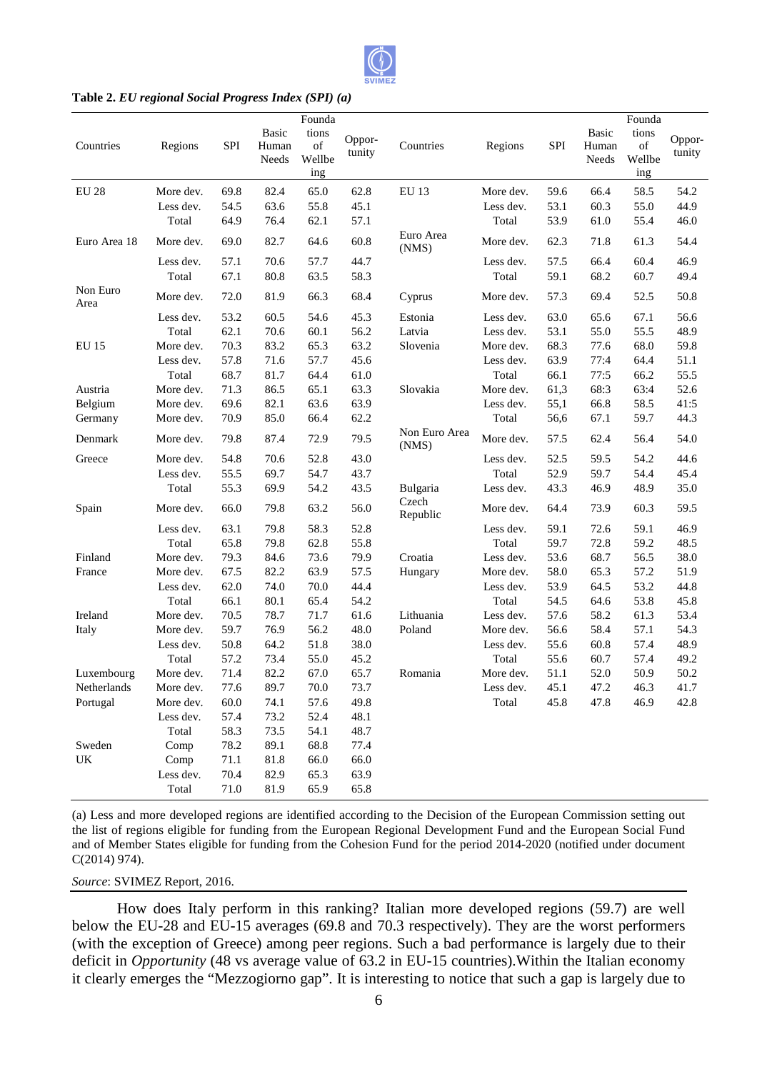**Table 2.** *EU regional Social Progress Index (SPI) (a)*

| Countries | Regions | SPI | Basic Human Needs | Foundations of Wellbeing | Opportunity | Countries | Regions | SPI | Basic Human Needs | Foundations of Wellbeing | Opportunity |
|---|---|---|---|---|---|---|---|---|---|---|---|
| EU 28 | More dev. | 69.8 | 82.4 | 65.0 | 62.8 | EU 13 | More dev. | 59.6 | 66.4 | 58.5 | 54.2 |
| | Less dev. | 54.5 | 63.6 | 55.8 | 45.1 | | Less dev. | 53.1 | 60.3 | 55.0 | 44.9 |
| | Total | 64.9 | 76.4 | 62.1 | 57.1 | | Total | 53.9 | 61.0 | 55.4 | 46.0 |
| Euro Area 18 | More dev. | 69.0 | 82.7 | 64.6 | 60.8 | Euro Area (NMS) | More dev. | 62.3 | 71.8 | 61.3 | 54.4 |
| | Less dev. | 57.1 | 70.6 | 57.7 | 44.7 | | Less dev. | 57.5 | 66.4 | 60.4 | 46.9 |
| | Total | 67.1 | 80.8 | 63.5 | 58.3 | | Total | 59.1 | 68.2 | 60.7 | 49.4 |
| Non Euro Area | More dev. | 72.0 | 81.9 | 66.3 | 68.4 | Cyprus | More dev. | 57.3 | 69.4 | 52.5 | 50.8 |
| | Less dev. | 53.2 | 60.5 | 54.6 | 45.3 | Estonia | Less dev. | 63.0 | 65.6 | 67.1 | 56.6 |
| | Total | 62.1 | 70.6 | 60.1 | 56.2 | Latvia | Less dev. | 53.1 | 55.0 | 55.5 | 48.9 |
| EU 15 | More dev. | 70.3 | 83.2 | 65.3 | 63.2 | Slovenia | More dev. | 68.3 | 77.6 | 68.0 | 59.8 |
| | Less dev. | 57.8 | 71.6 | 57.7 | 45.6 | | Less dev. | 63.9 | 77:4 | 64.4 | 51.1 |
| | Total | 68.7 | 81.7 | 64.4 | 61.0 | | Total | 66.1 | 77:5 | 66.2 | 55.5 |
| Austria | More dev. | 71.3 | 86.5 | 65.1 | 63.3 | Slovakia | More dev. | 61,3 | 68:3 | 63:4 | 52.6 |
| Belgium | More dev. | 69.6 | 82.1 | 63.6 | 63.9 | | Less dev. | 55,1 | 66.8 | 58.5 | 41:5 |
| Germany | More dev. | 70.9 | 85.0 | 66.4 | 62.2 | | Total | 56,6 | 67.1 | 59.7 | 44.3 |
| Denmark | More dev. | 79.8 | 87.4 | 72.9 | 79.5 | Non Euro Area (NMS) | More dev. | 57.5 | 62.4 | 56.4 | 54.0 |
| Greece | More dev. | 54.8 | 70.6 | 52.8 | 43.0 | | Less dev. | 52.5 | 59.5 | 54.2 | 44.6 |
| | Less dev. | 55.5 | 69.7 | 54.7 | 43.7 | | Total | 52.9 | 59.7 | 54.4 | 45.4 |
| | Total | 55.3 | 69.9 | 54.2 | 43.5 | Bulgaria | Less dev. | 43.3 | 46.9 | 48.9 | 35.0 |
| Spain | More dev. | 66.0 | 79.8 | 63.2 | 56.0 | Czech Republic | More dev. | 64.4 | 73.9 | 60.3 | 59.5 |
| | Less dev. | 63.1 | 79.8 | 58.3 | 52.8 | | Less dev. | 59.1 | 72.6 | 59.1 | 46.9 |
| | Total | 65.8 | 79.8 | 62.8 | 55.8 | | Total | 59.7 | 72.8 | 59.2 | 48.5 |
| Finland | More dev. | 79.3 | 84.6 | 73.6 | 79.9 | Croatia | Less dev. | 53.6 | 68.7 | 56.5 | 38.0 |
| France | More dev. | 67.5 | 82.2 | 63.9 | 57.5 | Hungary | More dev. | 58.0 | 65.3 | 57.2 | 51.9 |
| | Less dev. | 62.0 | 74.0 | 70.0 | 44.4 | | Less dev. | 53.9 | 64.5 | 53.2 | 44.8 |
| | Total | 66.1 | 80.1 | 65.4 | 54.2 | | Total | 54.5 | 64.6 | 53.8 | 45.8 |
| Ireland | More dev. | 70.5 | 78.7 | 71.7 | 61.6 | Lithuania | Less dev. | 57.6 | 58.2 | 61.3 | 53.4 |
| Italy | More dev. | 59.7 | 76.9 | 56.2 | 48.0 | Poland | More dev. | 56.6 | 58.4 | 57.1 | 54.3 |
| | Less dev. | 50.8 | 64.2 | 51.8 | 38.0 | | Less dev. | 55.6 | 60.8 | 57.4 | 48.9 |
| | Total | 57.2 | 73.4 | 55.0 | 45.2 | | Total | 55.6 | 60.7 | 57.4 | 49.2 |
| Luxembourg | More dev. | 71.4 | 82.2 | 67.0 | 65.7 | Romania | More dev. | 51.1 | 52.0 | 50.9 | 50.2 |
| Netherlands | More dev. | 77.6 | 89.7 | 70.0 | 73.7 | | Less dev. | 45.1 | 47.2 | 46.3 | 41.7 |
| Portugal | More dev. | 60.0 | 74.1 | 57.6 | 49.8 | | Total | 45.8 | 47.8 | 46.9 | 42.8 |
| | Less dev. | 57.4 | 73.2 | 52.4 | 48.1 | | | | | | |
| | Total | 58.3 | 73.5 | 54.1 | 48.7 | | | | | | |
| Sweden | Comp | 78.2 | 89.1 | 68.8 | 77.4 | | | | | | |
| UK | Comp | 71.1 | 81.8 | 66.0 | 66.0 | | | | | | |
| | Less dev. | 70.4 | 82.9 | 65.3 | 63.9 | | | | | | |
| | Total | 71.0 | 81.9 | 65.9 | 65.8 | | | | | | |

(a) Less and more developed regions are identified according to the Decision of the European Commission setting out the list of regions eligible for funding from the European Regional Development Fund and the European Social Fund and of Member States eligible for funding from the Cohesion Fund for the period 2014-2020 (notified under document C(2014) 974).

*Source*: SVIMEZ Report, 2016.

How does Italy perform in this ranking? Italian more developed regions (59.7) are well below the EU-28 and EU-15 averages (69.8 and 70.3 respectively). They are the worst performers (with the exception of Greece) among peer regions. Such a bad performance is largely due to their deficit in *Opportunity* (48 vs average value of 63.2 in EU-15 countries).Within the Italian economy it clearly emerges the "Mezzogiorno gap". It is interesting to notice that such a gap is largely due to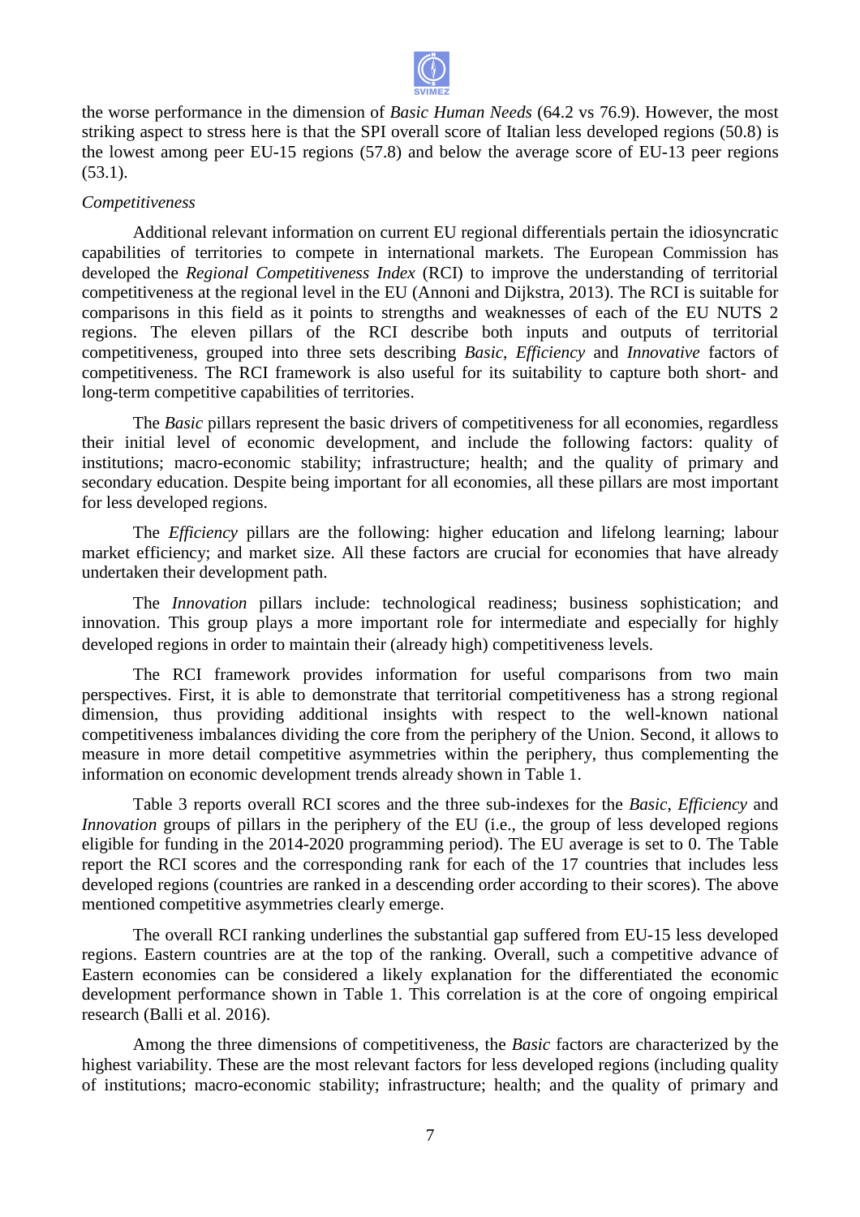the worse performance in the dimension of *Basic Human Needs* (64.2 vs 76.9). However, the most striking aspect to stress here is that the SPI overall score of Italian less developed regions (50.8) is the lowest among peer EU-15 regions (57.8) and below the average score of EU-13 peer regions (53.1).

*Competitiveness*

Additional relevant information on current EU regional differentials pertain the idiosyncratic capabilities of territories to compete in international markets. The European Commission has developed the *Regional Competitiveness Index* (RCI) to improve the understanding of territorial competitiveness at the regional level in the EU (Annoni and Dijkstra, 2013). The RCI is suitable for comparisons in this field as it points to strengths and weaknesses of each of the EU NUTS 2 regions. The eleven pillars of the RCI describe both inputs and outputs of territorial competitiveness, grouped into three sets describing *Basic*, *Efficiency* and *Innovative* factors of competitiveness. The RCI framework is also useful for its suitability to capture both short- and long-term competitive capabilities of territories.

The *Basic* pillars represent the basic drivers of competitiveness for all economies, regardless their initial level of economic development, and include the following factors: quality of institutions; macro-economic stability; infrastructure; health; and the quality of primary and secondary education. Despite being important for all economies, all these pillars are most important for less developed regions.

The *Efficiency* pillars are the following: higher education and lifelong learning; labour market efficiency; and market size. All these factors are crucial for economies that have already undertaken their development path.

The *Innovation* pillars include: technological readiness; business sophistication; and innovation. This group plays a more important role for intermediate and especially for highly developed regions in order to maintain their (already high) competitiveness levels.

The RCI framework provides information for useful comparisons from two main perspectives. First, it is able to demonstrate that territorial competitiveness has a strong regional dimension, thus providing additional insights with respect to the well-known national competitiveness imbalances dividing the core from the periphery of the Union. Second, it allows to measure in more detail competitive asymmetries within the periphery, thus complementing the information on economic development trends already shown in Table 1.

Table 3 reports overall RCI scores and the three sub-indexes for the *Basic*, *Efficiency* and *Innovation* groups of pillars in the periphery of the EU (i.e., the group of less developed regions eligible for funding in the 2014-2020 programming period). The EU average is set to 0. The Table report the RCI scores and the corresponding rank for each of the 17 countries that includes less developed regions (countries are ranked in a descending order according to their scores). The above mentioned competitive asymmetries clearly emerge.

The overall RCI ranking underlines the substantial gap suffered from EU-15 less developed regions. Eastern countries are at the top of the ranking. Overall, such a competitive advance of Eastern economies can be considered a likely explanation for the differentiated the economic development performance shown in Table 1. This correlation is at the core of ongoing empirical research (Balli et al. 2016).

Among the three dimensions of competitiveness, the *Basic* factors are characterized by the highest variability. These are the most relevant factors for less developed regions (including quality of institutions; macro-economic stability; infrastructure; health; and the quality of primary and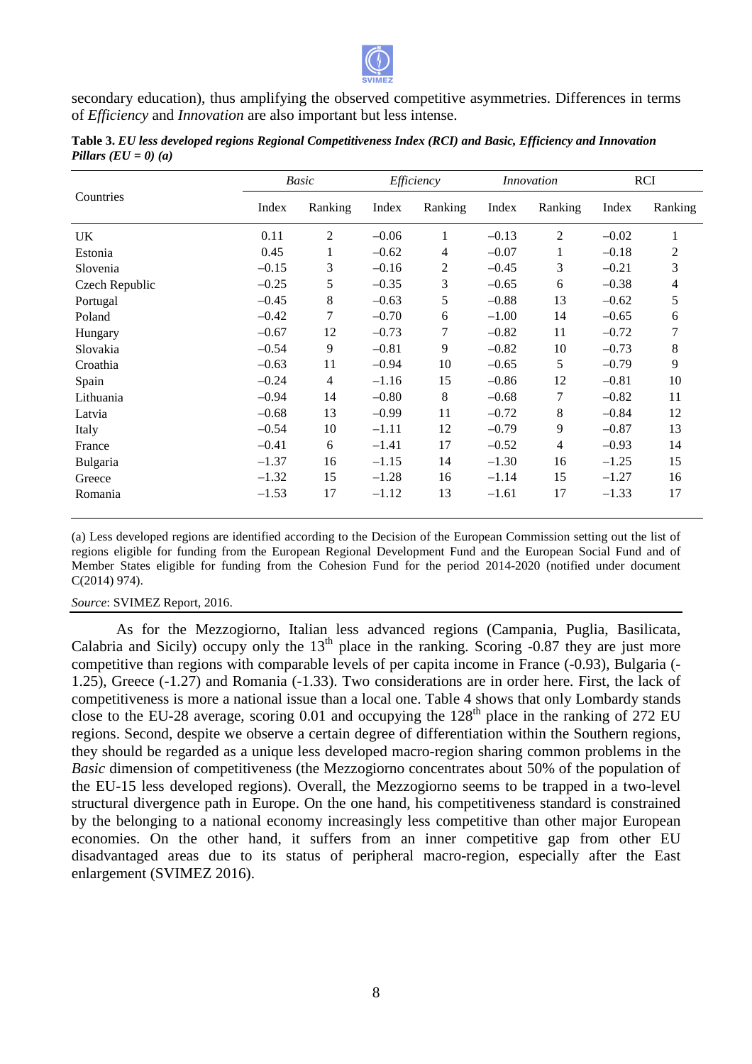secondary education), thus amplifying the observed competitive asymmetries. Differences in terms of *Efficiency* and *Innovation* are also important but less intense.

**Table 3.** ***EU less developed regions Regional Competitiveness Index (RCI) and Basic, Efficiency and Innovation Pillars (EU = 0) (a)***

| Countries | *Basic* | | *Efficiency* | | *Innovation* | | RCI | |
|---|---|---|---|---|---|---|---|---|
| | Index | Ranking | Index | Ranking | Index | Ranking | Index | Ranking |
| UK | 0.11 | 2 | –0.06 | 1 | –0.13 | 2 | –0.02 | 1 |
| Estonia | 0.45 | 1 | –0.62 | 4 | –0.07 | 1 | –0.18 | 2 |
| Slovenia | –0.15 | 3 | –0.16 | 2 | –0.45 | 3 | –0.21 | 3 |
| Czech Republic | –0.25 | 5 | –0.35 | 3 | –0.65 | 6 | –0.38 | 4 |
| Portugal | –0.45 | 8 | –0.63 | 5 | –0.88 | 13 | –0.62 | 5 |
| Poland | –0.42 | 7 | –0.70 | 6 | –1.00 | 14 | –0.65 | 6 |
| Hungary | –0.67 | 12 | –0.73 | 7 | –0.82 | 11 | –0.72 | 7 |
| Slovakia | –0.54 | 9 | –0.81 | 9 | –0.82 | 10 | –0.73 | 8 |
| Croathia | –0.63 | 11 | –0.94 | 10 | –0.65 | 5 | –0.79 | 9 |
| Spain | –0.24 | 4 | –1.16 | 15 | –0.86 | 12 | –0.81 | 10 |
| Lithuania | –0.94 | 14 | –0.80 | 8 | –0.68 | 7 | –0.82 | 11 |
| Latvia | –0.68 | 13 | –0.99 | 11 | –0.72 | 8 | –0.84 | 12 |
| Italy | –0.54 | 10 | –1.11 | 12 | –0.79 | 9 | –0.87 | 13 |
| France | –0.41 | 6 | –1.41 | 17 | –0.52 | 4 | –0.93 | 14 |
| Bulgaria | –1.37 | 16 | –1.15 | 14 | –1.30 | 16 | –1.25 | 15 |
| Greece | –1.32 | 15 | –1.28 | 16 | –1.14 | 15 | –1.27 | 16 |
| Romania | –1.53 | 17 | –1.12 | 13 | –1.61 | 17 | –1.33 | 17 |

(a) Less developed regions are identified according to the Decision of the European Commission setting out the list of regions eligible for funding from the European Regional Development Fund and the European Social Fund and of Member States eligible for funding from the Cohesion Fund for the period 2014-2020 (notified under document C(2014) 974).

*Source*: SVIMEZ Report, 2016.

As for the Mezzogiorno, Italian less advanced regions (Campania, Puglia, Basilicata, Calabria and Sicily) occupy only the 13th place in the ranking. Scoring -0.87 they are just more competitive than regions with comparable levels of per capita income in France (-0.93), Bulgaria (-1.25), Greece (-1.27) and Romania (-1.33). Two considerations are in order here. First, the lack of competitiveness is more a national issue than a local one. Table 4 shows that only Lombardy stands close to the EU-28 average, scoring 0.01 and occupying the 128th place in the ranking of 272 EU regions. Second, despite we observe a certain degree of differentiation within the Southern regions, they should be regarded as a unique less developed macro-region sharing common problems in the *Basic* dimension of competitiveness (the Mezzogiorno concentrates about 50% of the population of the EU-15 less developed regions). Overall, the Mezzogiorno seems to be trapped in a two-level structural divergence path in Europe. On the one hand, his competitiveness standard is constrained by the belonging to a national economy increasingly less competitive than other major European economies. On the other hand, it suffers from an inner competitive gap from other EU disadvantaged areas due to its status of peripheral macro-region, especially after the East enlargement (SVIMEZ 2016).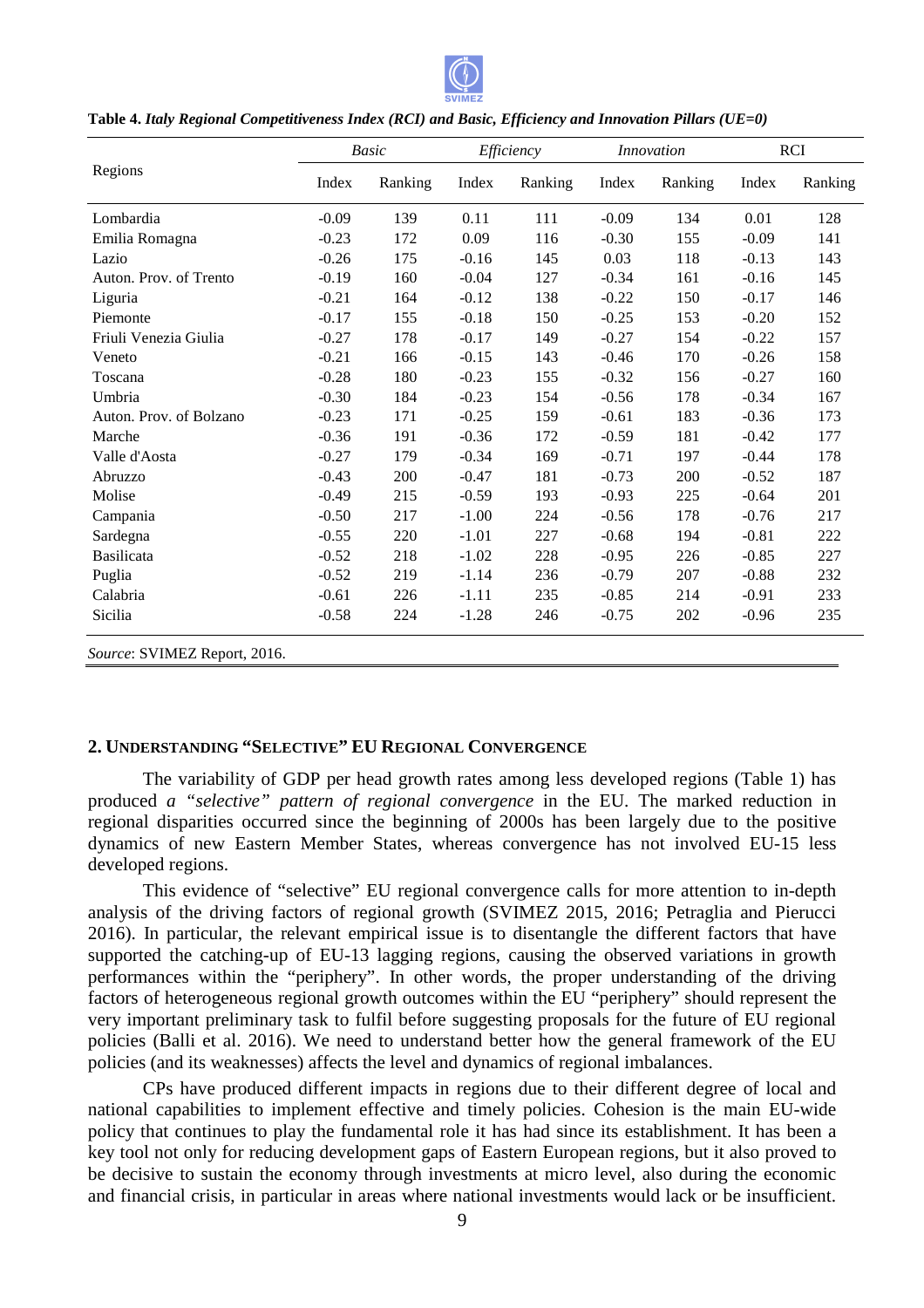**Table 4.** *Italy Regional Competitiveness Index (RCI) and Basic, Efficiency and Innovation Pillars (UE=0)*

| Regions | *Basic* | | *Efficiency* | | *Innovation* | | RCI | |
|---|---|---|---|---|---|---|---|---|
| | Index | Ranking | Index | Ranking | Index | Ranking | Index | Ranking |
| Lombardia | -0.09 | 139 | 0.11 | 111 | -0.09 | 134 | 0.01 | 128 |
| Emilia Romagna | -0.23 | 172 | 0.09 | 116 | -0.30 | 155 | -0.09 | 141 |
| Lazio | -0.26 | 175 | -0.16 | 145 | 0.03 | 118 | -0.13 | 143 |
| Auton. Prov. of Trento | -0.19 | 160 | -0.04 | 127 | -0.34 | 161 | -0.16 | 145 |
| Liguria | -0.21 | 164 | -0.12 | 138 | -0.22 | 150 | -0.17 | 146 |
| Piemonte | -0.17 | 155 | -0.18 | 150 | -0.25 | 153 | -0.20 | 152 |
| Friuli Venezia Giulia | -0.27 | 178 | -0.17 | 149 | -0.27 | 154 | -0.22 | 157 |
| Veneto | -0.21 | 166 | -0.15 | 143 | -0.46 | 170 | -0.26 | 158 |
| Toscana | -0.28 | 180 | -0.23 | 155 | -0.32 | 156 | -0.27 | 160 |
| Umbria | -0.30 | 184 | -0.23 | 154 | -0.56 | 178 | -0.34 | 167 |
| Auton. Prov. of Bolzano | -0.23 | 171 | -0.25 | 159 | -0.61 | 183 | -0.36 | 173 |
| Marche | -0.36 | 191 | -0.36 | 172 | -0.59 | 181 | -0.42 | 177 |
| Valle d'Aosta | -0.27 | 179 | -0.34 | 169 | -0.71 | 197 | -0.44 | 178 |
| Abruzzo | -0.43 | 200 | -0.47 | 181 | -0.73 | 200 | -0.52 | 187 |
| Molise | -0.49 | 215 | -0.59 | 193 | -0.93 | 225 | -0.64 | 201 |
| Campania | -0.50 | 217 | -1.00 | 224 | -0.56 | 178 | -0.76 | 217 |
| Sardegna | -0.55 | 220 | -1.01 | 227 | -0.68 | 194 | -0.81 | 222 |
| Basilicata | -0.52 | 218 | -1.02 | 228 | -0.95 | 226 | -0.85 | 227 |
| Puglia | -0.52 | 219 | -1.14 | 236 | -0.79 | 207 | -0.88 | 232 |
| Calabria | -0.61 | 226 | -1.11 | 235 | -0.85 | 214 | -0.91 | 233 |
| Sicilia | -0.58 | 224 | -1.28 | 246 | -0.75 | 202 | -0.96 | 235 |

*Source*: SVIMEZ Report, 2016.

## 2. UNDERSTANDING "SELECTIVE" EU REGIONAL CONVERGENCE

The variability of GDP per head growth rates among less developed regions (Table 1) has produced *a "selective" pattern of regional convergence* in the EU. The marked reduction in regional disparities occurred since the beginning of 2000s has been largely due to the positive dynamics of new Eastern Member States, whereas convergence has not involved EU-15 less developed regions.

This evidence of "selective" EU regional convergence calls for more attention to in-depth analysis of the driving factors of regional growth (SVIMEZ 2015, 2016; Petraglia and Pierucci 2016). In particular, the relevant empirical issue is to disentangle the different factors that have supported the catching-up of EU-13 lagging regions, causing the observed variations in growth performances within the "periphery". In other words, the proper understanding of the driving factors of heterogeneous regional growth outcomes within the EU "periphery" should represent the very important preliminary task to fulfil before suggesting proposals for the future of EU regional policies (Balli et al. 2016). We need to understand better how the general framework of the EU policies (and its weaknesses) affects the level and dynamics of regional imbalances.

CPs have produced different impacts in regions due to their different degree of local and national capabilities to implement effective and timely policies. Cohesion is the main EU-wide policy that continues to play the fundamental role it has had since its establishment. It has been a key tool not only for reducing development gaps of Eastern European regions, but it also proved to be decisive to sustain the economy through investments at micro level, also during the economic and financial crisis, in particular in areas where national investments would lack or be insufficient.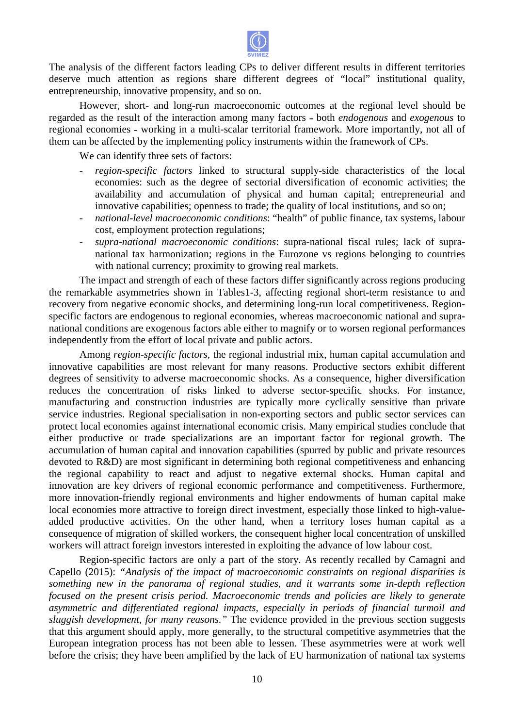The analysis of the different factors leading CPs to deliver different results in different territories deserve much attention as regions share different degrees of "local" institutional quality, entrepreneurship, innovative propensity, and so on.

However, short- and long-run macroeconomic outcomes at the regional level should be regarded as the result of the interaction among many factors - both *endogenous* and *exogenous* to regional economies - working in a multi-scalar territorial framework. More importantly, not all of them can be affected by the implementing policy instruments within the framework of CPs.

We can identify three sets of factors:

- *region-specific factors* linked to structural supply-side characteristics of the local economies: such as the degree of sectorial diversification of economic activities; the availability and accumulation of physical and human capital; entrepreneurial and innovative capabilities; openness to trade; the quality of local institutions, and so on;
- *national-level macroeconomic conditions*: "health" of public finance, tax systems, labour cost, employment protection regulations;
- *supra-national macroeconomic conditions*: supra-national fiscal rules; lack of supra-national tax harmonization; regions in the Eurozone vs regions belonging to countries with national currency; proximity to growing real markets.

The impact and strength of each of these factors differ significantly across regions producing the remarkable asymmetries shown in Tables1-3, affecting regional short-term resistance to and recovery from negative economic shocks, and determining long-run local competitiveness. Region-specific factors are endogenous to regional economies, whereas macroeconomic national and supra-national conditions are exogenous factors able either to magnify or to worsen regional performances independently from the effort of local private and public actors.

Among *region-specific factors*, the regional industrial mix, human capital accumulation and innovative capabilities are most relevant for many reasons. Productive sectors exhibit different degrees of sensitivity to adverse macroeconomic shocks. As a consequence, higher diversification reduces the concentration of risks linked to adverse sector-specific shocks. For instance, manufacturing and construction industries are typically more cyclically sensitive than private service industries. Regional specialisation in non-exporting sectors and public sector services can protect local economies against international economic crisis. Many empirical studies conclude that either productive or trade specializations are an important factor for regional growth. The accumulation of human capital and innovation capabilities (spurred by public and private resources devoted to R&D) are most significant in determining both regional competitiveness and enhancing the regional capability to react and adjust to negative external shocks. Human capital and innovation are key drivers of regional economic performance and competitiveness. Furthermore, more innovation-friendly regional environments and higher endowments of human capital make local economies more attractive to foreign direct investment, especially those linked to high-value-added productive activities. On the other hand, when a territory loses human capital as a consequence of migration of skilled workers, the consequent higher local concentration of unskilled workers will attract foreign investors interested in exploiting the advance of low labour cost.

Region-specific factors are only a part of the story. As recently recalled by Camagni and Capello (2015): *"Analysis of the impact of macroeconomic constraints on regional disparities is something new in the panorama of regional studies, and it warrants some in-depth reflection focused on the present crisis period. Macroeconomic trends and policies are likely to generate asymmetric and differentiated regional impacts, especially in periods of financial turmoil and sluggish development, for many reasons."* The evidence provided in the previous section suggests that this argument should apply, more generally, to the structural competitive asymmetries that the European integration process has not been able to lessen. These asymmetries were at work well before the crisis; they have been amplified by the lack of EU harmonization of national tax systems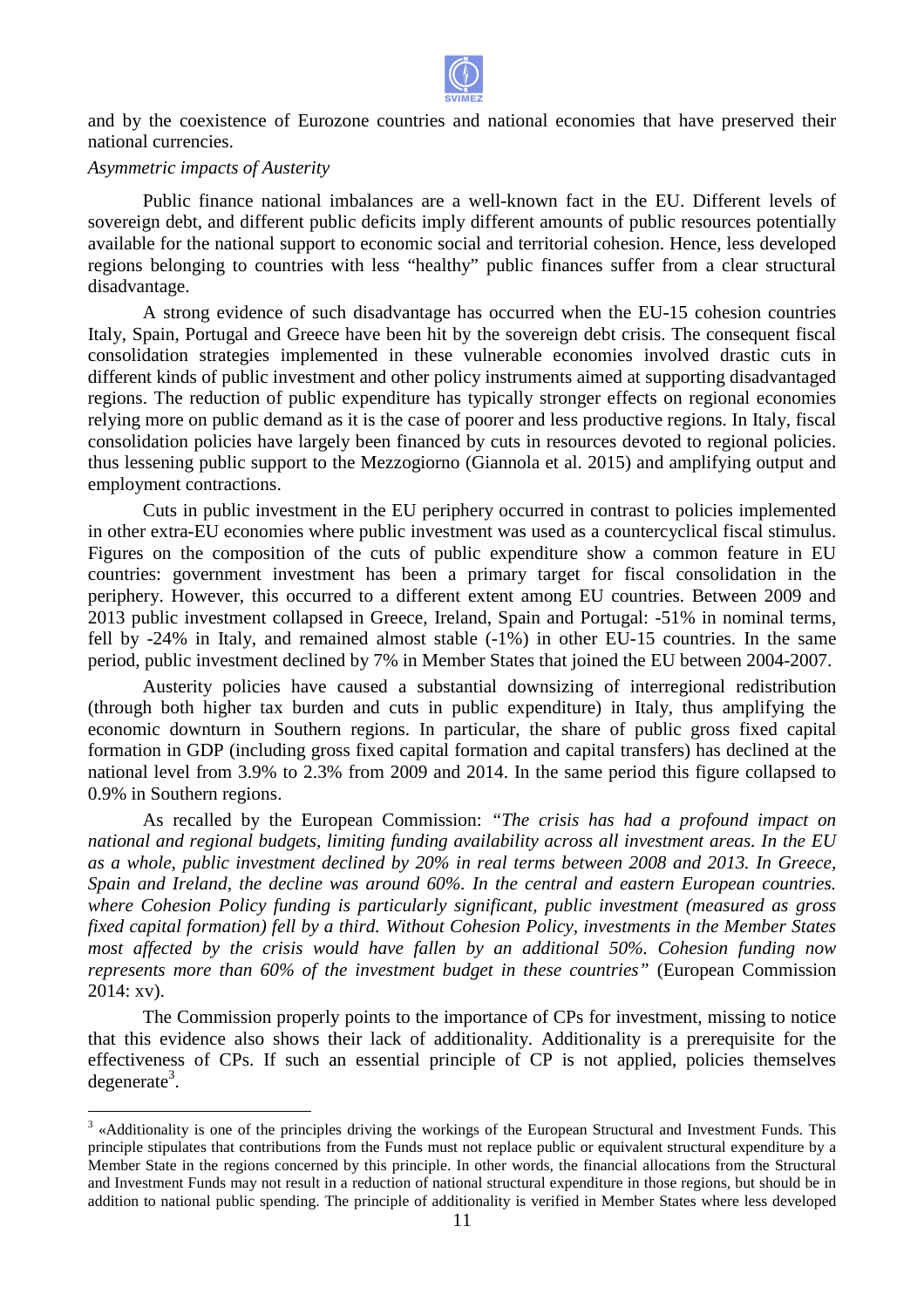and by the coexistence of Eurozone countries and national economies that have preserved their national currencies.

*Asymmetric impacts of Austerity*

Public finance national imbalances are a well-known fact in the EU. Different levels of sovereign debt, and different public deficits imply different amounts of public resources potentially available for the national support to economic social and territorial cohesion. Hence, less developed regions belonging to countries with less "healthy" public finances suffer from a clear structural disadvantage.

A strong evidence of such disadvantage has occurred when the EU-15 cohesion countries Italy, Spain, Portugal and Greece have been hit by the sovereign debt crisis. The consequent fiscal consolidation strategies implemented in these vulnerable economies involved drastic cuts in different kinds of public investment and other policy instruments aimed at supporting disadvantaged regions. The reduction of public expenditure has typically stronger effects on regional economies relying more on public demand as it is the case of poorer and less productive regions. In Italy, fiscal consolidation policies have largely been financed by cuts in resources devoted to regional policies. thus lessening public support to the Mezzogiorno (Giannola et al. 2015) and amplifying output and employment contractions.

Cuts in public investment in the EU periphery occurred in contrast to policies implemented in other extra-EU economies where public investment was used as a countercyclical fiscal stimulus. Figures on the composition of the cuts of public expenditure show a common feature in EU countries: government investment has been a primary target for fiscal consolidation in the periphery. However, this occurred to a different extent among EU countries. Between 2009 and 2013 public investment collapsed in Greece, Ireland, Spain and Portugal: -51% in nominal terms, fell by -24% in Italy, and remained almost stable (-1%) in other EU-15 countries. In the same period, public investment declined by 7% in Member States that joined the EU between 2004-2007.

Austerity policies have caused a substantial downsizing of interregional redistribution (through both higher tax burden and cuts in public expenditure) in Italy, thus amplifying the economic downturn in Southern regions. In particular, the share of public gross fixed capital formation in GDP (including gross fixed capital formation and capital transfers) has declined at the national level from 3.9% to 2.3% from 2009 and 2014. In the same period this figure collapsed to 0.9% in Southern regions.

As recalled by the European Commission: *"The crisis has had a profound impact on national and regional budgets, limiting funding availability across all investment areas. In the EU as a whole, public investment declined by 20% in real terms between 2008 and 2013. In Greece, Spain and Ireland, the decline was around 60%. In the central and eastern European countries. where Cohesion Policy funding is particularly significant, public investment (measured as gross fixed capital formation) fell by a third. Without Cohesion Policy, investments in the Member States most affected by the crisis would have fallen by an additional 50%. Cohesion funding now represents more than 60% of the investment budget in these countries"* (European Commission 2014: xv).

The Commission properly points to the importance of CPs for investment, missing to notice that this evidence also shows their lack of additionality. Additionality is a prerequisite for the effectiveness of CPs. If such an essential principle of CP is not applied, policies themselves degenerate[3].

[3] «Additionality is one of the principles driving the workings of the European Structural and Investment Funds. This principle stipulates that contributions from the Funds must not replace public or equivalent structural expenditure by a Member State in the regions concerned by this principle. In other words, the financial allocations from the Structural and Investment Funds may not result in a reduction of national structural expenditure in those regions, but should be in addition to national public spending. The principle of additionality is verified in Member States where less developed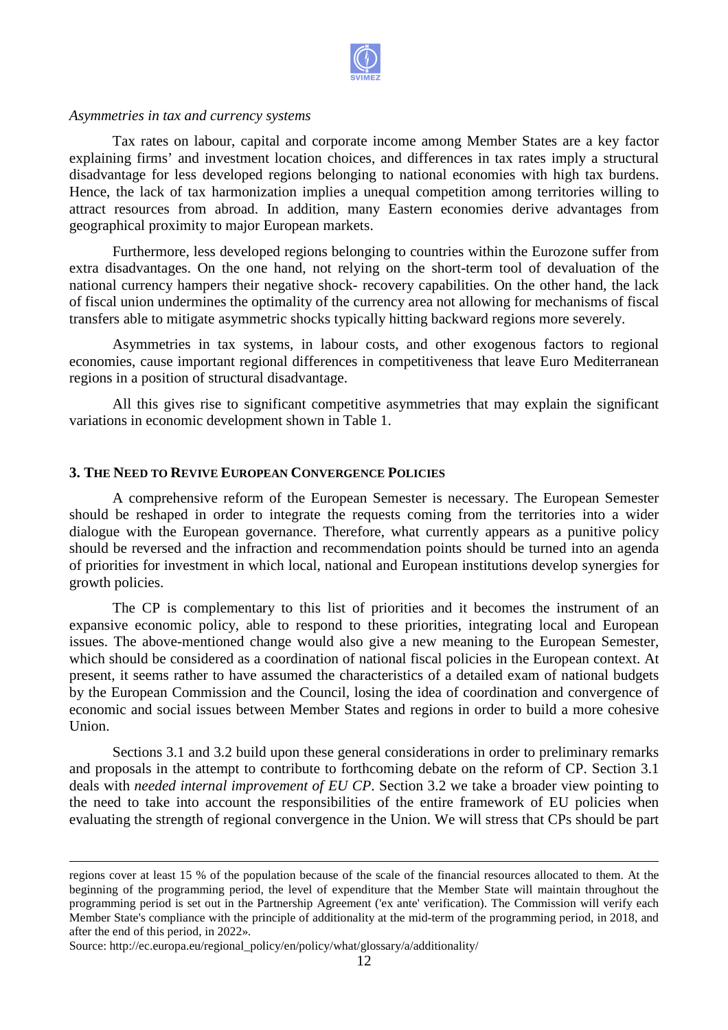*Asymmetries in tax and currency systems*

Tax rates on labour, capital and corporate income among Member States are a key factor explaining firms' and investment location choices, and differences in tax rates imply a structural disadvantage for less developed regions belonging to national economies with high tax burdens. Hence, the lack of tax harmonization implies a unequal competition among territories willing to attract resources from abroad. In addition, many Eastern economies derive advantages from geographical proximity to major European markets.

Furthermore, less developed regions belonging to countries within the Eurozone suffer from extra disadvantages. On the one hand, not relying on the short-term tool of devaluation of the national currency hampers their negative shock- recovery capabilities. On the other hand, the lack of fiscal union undermines the optimality of the currency area not allowing for mechanisms of fiscal transfers able to mitigate asymmetric shocks typically hitting backward regions more severely.

Asymmetries in tax systems, in labour costs, and other exogenous factors to regional economies, cause important regional differences in competitiveness that leave Euro Mediterranean regions in a position of structural disadvantage.

All this gives rise to significant competitive asymmetries that may explain the significant variations in economic development shown in Table 1.

## 3. The Need to Revive European Convergence Policies

A comprehensive reform of the European Semester is necessary. The European Semester should be reshaped in order to integrate the requests coming from the territories into a wider dialogue with the European governance. Therefore, what currently appears as a punitive policy should be reversed and the infraction and recommendation points should be turned into an agenda of priorities for investment in which local, national and European institutions develop synergies for growth policies.

The CP is complementary to this list of priorities and it becomes the instrument of an expansive economic policy, able to respond to these priorities, integrating local and European issues. The above-mentioned change would also give a new meaning to the European Semester, which should be considered as a coordination of national fiscal policies in the European context. At present, it seems rather to have assumed the characteristics of a detailed exam of national budgets by the European Commission and the Council, losing the idea of coordination and convergence of economic and social issues between Member States and regions in order to build a more cohesive Union.

Sections 3.1 and 3.2 build upon these general considerations in order to preliminary remarks and proposals in the attempt to contribute to forthcoming debate on the reform of CP. Section 3.1 deals with *needed internal improvement of EU CP*. Section 3.2 we take a broader view pointing to the need to take into account the responsibilities of the entire framework of EU policies when evaluating the strength of regional convergence in the Union. We will stress that CPs should be part

---

regions cover at least 15 % of the population because of the scale of the financial resources allocated to them. At the beginning of the programming period, the level of expenditure that the Member State will maintain throughout the programming period is set out in the Partnership Agreement ('ex ante' verification). The Commission will verify each Member State's compliance with the principle of additionality at the mid-term of the programming period, in 2018, and after the end of this period, in 2022».

Source: http://ec.europa.eu/regional_policy/en/policy/what/glossary/a/additionality/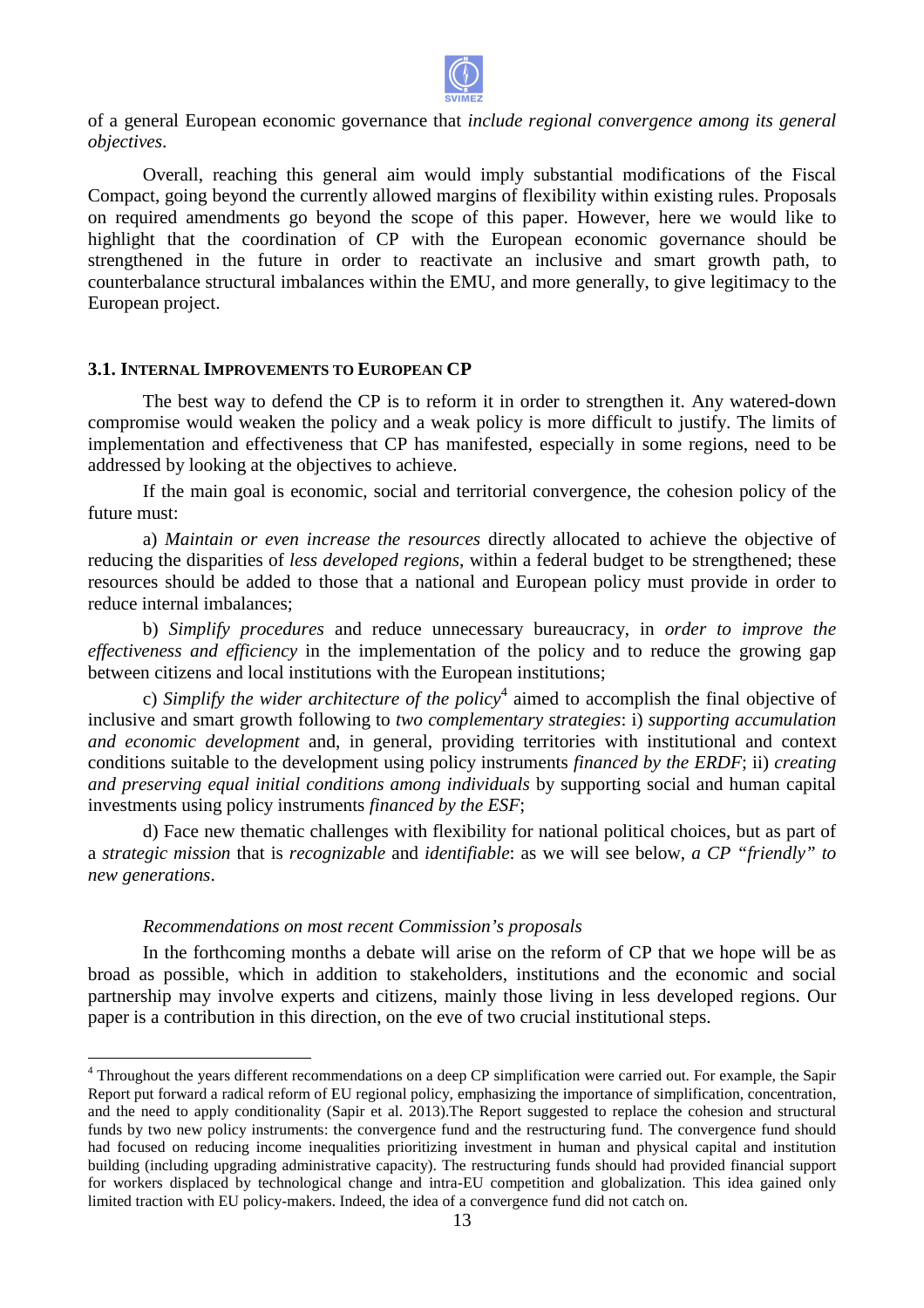of a general European economic governance that *include regional convergence among its general objectives*.

Overall, reaching this general aim would imply substantial modifications of the Fiscal Compact, going beyond the currently allowed margins of flexibility within existing rules. Proposals on required amendments go beyond the scope of this paper. However, here we would like to highlight that the coordination of CP with the European economic governance should be strengthened in the future in order to reactivate an inclusive and smart growth path, to counterbalance structural imbalances within the EMU, and more generally, to give legitimacy to the European project.

### 3.1. Internal Improvements to European CP

The best way to defend the CP is to reform it in order to strengthen it. Any watered-down compromise would weaken the policy and a weak policy is more difficult to justify. The limits of implementation and effectiveness that CP has manifested, especially in some regions, need to be addressed by looking at the objectives to achieve.

If the main goal is economic, social and territorial convergence, the cohesion policy of the future must:

a) *Maintain or even increase the resources* directly allocated to achieve the objective of reducing the disparities of *less developed regions*, within a federal budget to be strengthened; these resources should be added to those that a national and European policy must provide in order to reduce internal imbalances;

b) *Simplify procedures* and reduce unnecessary bureaucracy, in *order to improve the effectiveness and efficiency* in the implementation of the policy and to reduce the growing gap between citizens and local institutions with the European institutions;

c) *Simplify the wider architecture of the policy*[4] aimed to accomplish the final objective of inclusive and smart growth following to *two complementary strategies*: i) *supporting accumulation and economic development* and, in general, providing territories with institutional and context conditions suitable to the development using policy instruments *financed by the ERDF*; ii) *creating and preserving equal initial conditions among individuals* by supporting social and human capital investments using policy instruments *financed by the ESF*;

d) Face new thematic challenges with flexibility for national political choices, but as part of a *strategic mission* that is *recognizable* and *identifiable*: as we will see below, *a CP "friendly" to new generations*.

*Recommendations on most recent Commission's proposals*

In the forthcoming months a debate will arise on the reform of CP that we hope will be as broad as possible, which in addition to stakeholders, institutions and the economic and social partnership may involve experts and citizens, mainly those living in less developed regions. Our paper is a contribution in this direction, on the eve of two crucial institutional steps.

[4] Throughout the years different recommendations on a deep CP simplification were carried out. For example, the Sapir Report put forward a radical reform of EU regional policy, emphasizing the importance of simplification, concentration, and the need to apply conditionality (Sapir et al. 2013).The Report suggested to replace the cohesion and structural funds by two new policy instruments: the convergence fund and the restructuring fund. The convergence fund should had focused on reducing income inequalities prioritizing investment in human and physical capital and institution building (including upgrading administrative capacity). The restructuring funds should had provided financial support for workers displaced by technological change and intra-EU competition and globalization. This idea gained only limited traction with EU policy-makers. Indeed, the idea of a convergence fund did not catch on.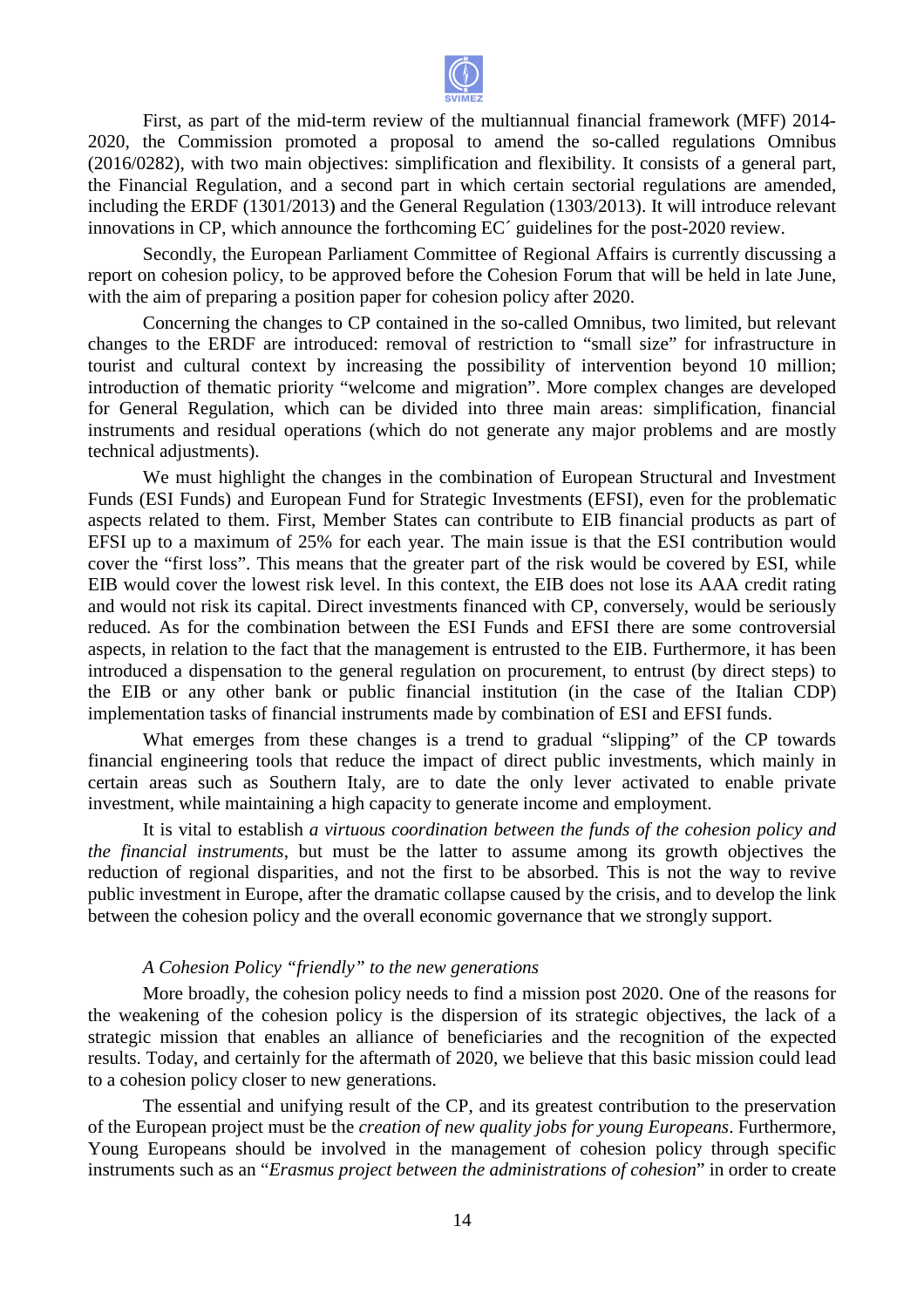First, as part of the mid-term review of the multiannual financial framework (MFF) 2014-2020, the Commission promoted a proposal to amend the so-called regulations Omnibus (2016/0282), with two main objectives: simplification and flexibility. It consists of a general part, the Financial Regulation, and a second part in which certain sectorial regulations are amended, including the ERDF (1301/2013) and the General Regulation (1303/2013). It will introduce relevant innovations in CP, which announce the forthcoming EC´ guidelines for the post-2020 review.

Secondly, the European Parliament Committee of Regional Affairs is currently discussing a report on cohesion policy, to be approved before the Cohesion Forum that will be held in late June, with the aim of preparing a position paper for cohesion policy after 2020.

Concerning the changes to CP contained in the so-called Omnibus, two limited, but relevant changes to the ERDF are introduced: removal of restriction to "small size" for infrastructure in tourist and cultural context by increasing the possibility of intervention beyond 10 million; introduction of thematic priority "welcome and migration". More complex changes are developed for General Regulation, which can be divided into three main areas: simplification, financial instruments and residual operations (which do not generate any major problems and are mostly technical adjustments).

We must highlight the changes in the combination of European Structural and Investment Funds (ESI Funds) and European Fund for Strategic Investments (EFSI), even for the problematic aspects related to them. First, Member States can contribute to EIB financial products as part of EFSI up to a maximum of 25% for each year. The main issue is that the ESI contribution would cover the "first loss". This means that the greater part of the risk would be covered by ESI, while EIB would cover the lowest risk level. In this context, the EIB does not lose its AAA credit rating and would not risk its capital. Direct investments financed with CP, conversely, would be seriously reduced. As for the combination between the ESI Funds and EFSI there are some controversial aspects, in relation to the fact that the management is entrusted to the EIB. Furthermore, it has been introduced a dispensation to the general regulation on procurement, to entrust (by direct steps) to the EIB or any other bank or public financial institution (in the case of the Italian CDP) implementation tasks of financial instruments made by combination of ESI and EFSI funds.

What emerges from these changes is a trend to gradual "slipping" of the CP towards financial engineering tools that reduce the impact of direct public investments, which mainly in certain areas such as Southern Italy, are to date the only lever activated to enable private investment, while maintaining a high capacity to generate income and employment.

It is vital to establish *a virtuous coordination between the funds of the cohesion policy and the financial instruments*, but must be the latter to assume among its growth objectives the reduction of regional disparities, and not the first to be absorbed. This is not the way to revive public investment in Europe, after the dramatic collapse caused by the crisis, and to develop the link between the cohesion policy and the overall economic governance that we strongly support.

### *A Cohesion Policy "friendly" to the new generations*

More broadly, the cohesion policy needs to find a mission post 2020. One of the reasons for the weakening of the cohesion policy is the dispersion of its strategic objectives, the lack of a strategic mission that enables an alliance of beneficiaries and the recognition of the expected results. Today, and certainly for the aftermath of 2020, we believe that this basic mission could lead to a cohesion policy closer to new generations.

The essential and unifying result of the CP, and its greatest contribution to the preservation of the European project must be the *creation of new quality jobs for young Europeans*. Furthermore, Young Europeans should be involved in the management of cohesion policy through specific instruments such as an "*Erasmus project between the administrations of cohesion*" in order to create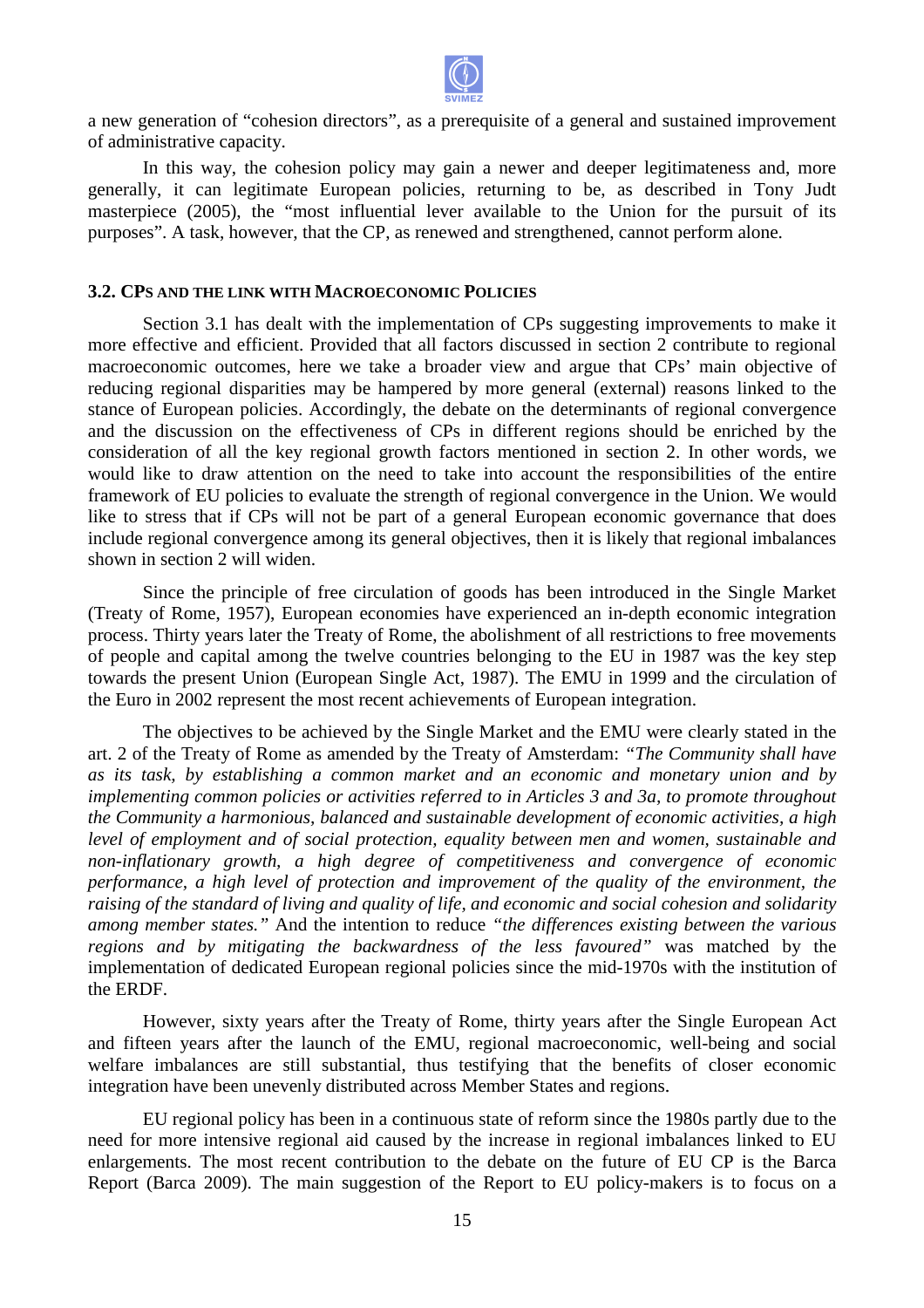a new generation of "cohesion directors", as a prerequisite of a general and sustained improvement of administrative capacity.

In this way, the cohesion policy may gain a newer and deeper legitimateness and, more generally, it can legitimate European policies, returning to be, as described in Tony Judt masterpiece (2005), the "most influential lever available to the Union for the pursuit of its purposes". A task, however, that the CP, as renewed and strengthened, cannot perform alone.

### 3.2. CPS AND THE LINK WITH MACROECONOMIC POLICIES

Section 3.1 has dealt with the implementation of CPs suggesting improvements to make it more effective and efficient. Provided that all factors discussed in section 2 contribute to regional macroeconomic outcomes, here we take a broader view and argue that CPs' main objective of reducing regional disparities may be hampered by more general (external) reasons linked to the stance of European policies. Accordingly, the debate on the determinants of regional convergence and the discussion on the effectiveness of CPs in different regions should be enriched by the consideration of all the key regional growth factors mentioned in section 2. In other words, we would like to draw attention on the need to take into account the responsibilities of the entire framework of EU policies to evaluate the strength of regional convergence in the Union. We would like to stress that if CPs will not be part of a general European economic governance that does include regional convergence among its general objectives, then it is likely that regional imbalances shown in section 2 will widen.

Since the principle of free circulation of goods has been introduced in the Single Market (Treaty of Rome, 1957), European economies have experienced an in-depth economic integration process. Thirty years later the Treaty of Rome, the abolishment of all restrictions to free movements of people and capital among the twelve countries belonging to the EU in 1987 was the key step towards the present Union (European Single Act, 1987). The EMU in 1999 and the circulation of the Euro in 2002 represent the most recent achievements of European integration.

The objectives to be achieved by the Single Market and the EMU were clearly stated in the art. 2 of the Treaty of Rome as amended by the Treaty of Amsterdam: *"The Community shall have as its task, by establishing a common market and an economic and monetary union and by implementing common policies or activities referred to in Articles 3 and 3a, to promote throughout the Community a harmonious, balanced and sustainable development of economic activities, a high level of employment and of social protection, equality between men and women, sustainable and non-inflationary growth, a high degree of competitiveness and convergence of economic performance, a high level of protection and improvement of the quality of the environment, the raising of the standard of living and quality of life, and economic and social cohesion and solidarity among member states."* And the intention to reduce *"the differences existing between the various regions and by mitigating the backwardness of the less favoured"* was matched by the implementation of dedicated European regional policies since the mid-1970s with the institution of the ERDF.

However, sixty years after the Treaty of Rome, thirty years after the Single European Act and fifteen years after the launch of the EMU, regional macroeconomic, well-being and social welfare imbalances are still substantial, thus testifying that the benefits of closer economic integration have been unevenly distributed across Member States and regions.

EU regional policy has been in a continuous state of reform since the 1980s partly due to the need for more intensive regional aid caused by the increase in regional imbalances linked to EU enlargements. The most recent contribution to the debate on the future of EU CP is the Barca Report (Barca 2009). The main suggestion of the Report to EU policy-makers is to focus on a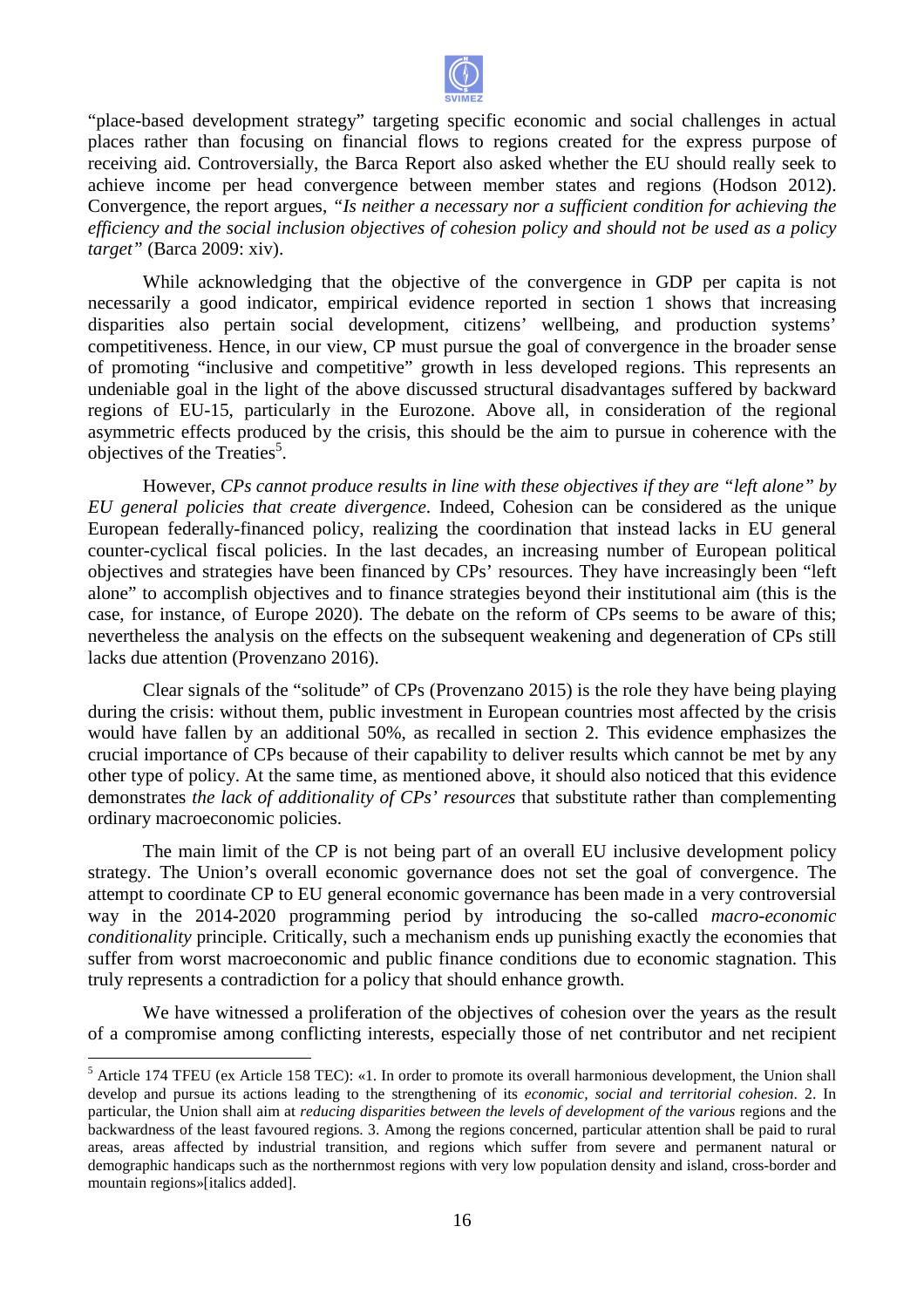"place-based development strategy" targeting specific economic and social challenges in actual places rather than focusing on financial flows to regions created for the express purpose of receiving aid. Controversially, the Barca Report also asked whether the EU should really seek to achieve income per head convergence between member states and regions (Hodson 2012). Convergence, the report argues, *"Is neither a necessary nor a sufficient condition for achieving the efficiency and the social inclusion objectives of cohesion policy and should not be used as a policy target"* (Barca 2009: xiv).

While acknowledging that the objective of the convergence in GDP per capita is not necessarily a good indicator, empirical evidence reported in section 1 shows that increasing disparities also pertain social development, citizens' wellbeing, and production systems' competitiveness. Hence, in our view, CP must pursue the goal of convergence in the broader sense of promoting "inclusive and competitive" growth in less developed regions. This represents an undeniable goal in the light of the above discussed structural disadvantages suffered by backward regions of EU-15, particularly in the Eurozone. Above all, in consideration of the regional asymmetric effects produced by the crisis, this should be the aim to pursue in coherence with the objectives of the Treaties[5].

However, *CPs cannot produce results in line with these objectives if they are "left alone" by EU general policies that create divergence*. Indeed, Cohesion can be considered as the unique European federally-financed policy, realizing the coordination that instead lacks in EU general counter-cyclical fiscal policies. In the last decades, an increasing number of European political objectives and strategies have been financed by CPs' resources. They have increasingly been "left alone" to accomplish objectives and to finance strategies beyond their institutional aim (this is the case, for instance, of Europe 2020). The debate on the reform of CPs seems to be aware of this; nevertheless the analysis on the effects on the subsequent weakening and degeneration of CPs still lacks due attention (Provenzano 2016).

Clear signals of the "solitude" of CPs (Provenzano 2015) is the role they have being playing during the crisis: without them, public investment in European countries most affected by the crisis would have fallen by an additional 50%, as recalled in section 2. This evidence emphasizes the crucial importance of CPs because of their capability to deliver results which cannot be met by any other type of policy. At the same time, as mentioned above, it should also noticed that this evidence demonstrates *the lack of additionality of CPs' resources* that substitute rather than complementing ordinary macroeconomic policies.

The main limit of the CP is not being part of an overall EU inclusive development policy strategy. The Union's overall economic governance does not set the goal of convergence. The attempt to coordinate CP to EU general economic governance has been made in a very controversial way in the 2014-2020 programming period by introducing the so-called *macro-economic conditionality* principle. Critically, such a mechanism ends up punishing exactly the economies that suffer from worst macroeconomic and public finance conditions due to economic stagnation. This truly represents a contradiction for a policy that should enhance growth.

We have witnessed a proliferation of the objectives of cohesion over the years as the result of a compromise among conflicting interests, especially those of net contributor and net recipient

[5] Article 174 TFEU (ex Article 158 TEC): «1. In order to promote its overall harmonious development, the Union shall develop and pursue its actions leading to the strengthening of its *economic, social and territorial cohesion*. 2. In particular, the Union shall aim at *reducing disparities between the levels of development of the various* regions and the backwardness of the least favoured regions. 3. Among the regions concerned, particular attention shall be paid to rural areas, areas affected by industrial transition, and regions which suffer from severe and permanent natural or demographic handicaps such as the northernmost regions with very low population density and island, cross-border and mountain regions»[italics added].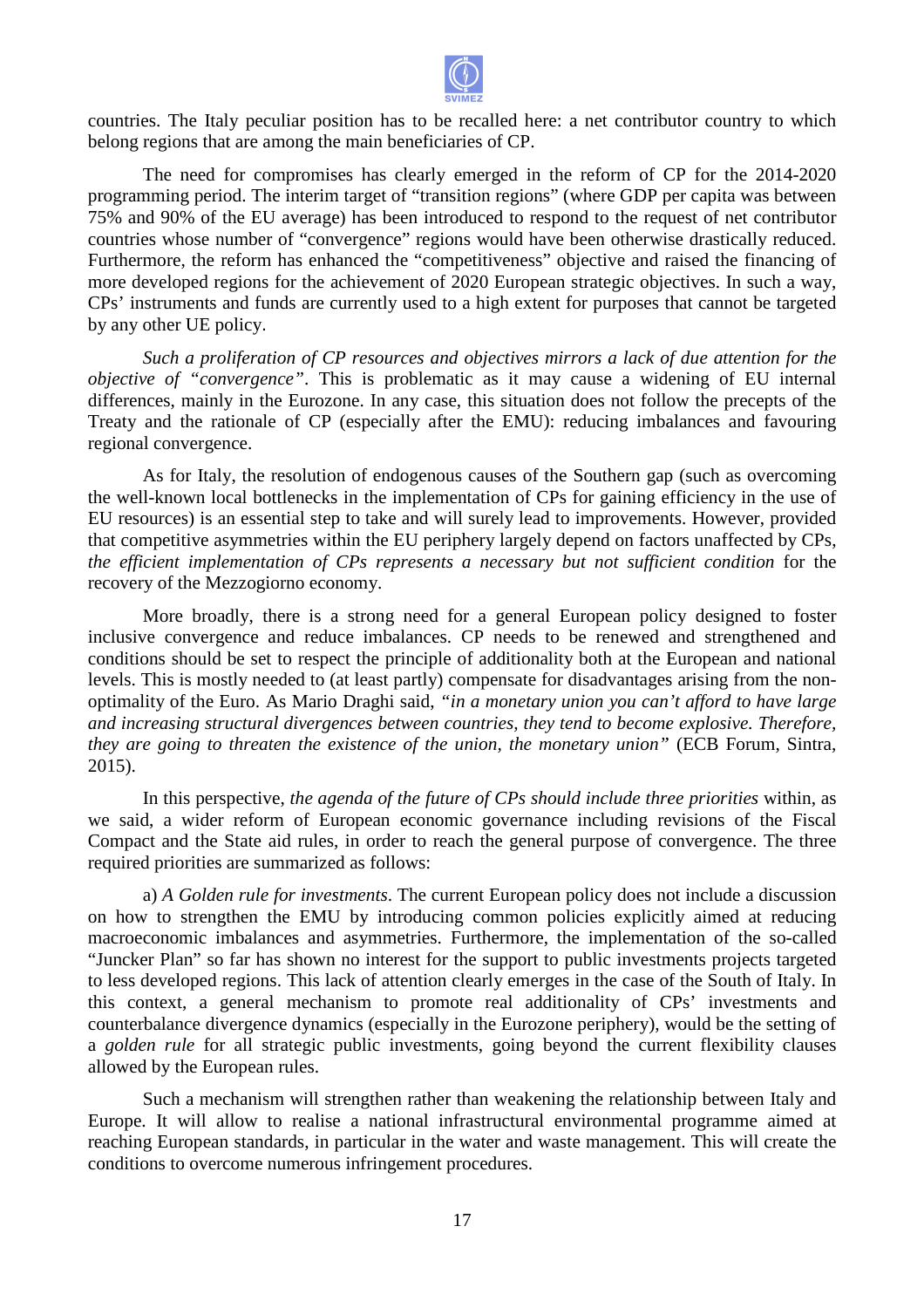countries. The Italy peculiar position has to be recalled here: a net contributor country to which belong regions that are among the main beneficiaries of CP.

The need for compromises has clearly emerged in the reform of CP for the 2014-2020 programming period. The interim target of "transition regions" (where GDP per capita was between 75% and 90% of the EU average) has been introduced to respond to the request of net contributor countries whose number of "convergence" regions would have been otherwise drastically reduced. Furthermore, the reform has enhanced the "competitiveness" objective and raised the financing of more developed regions for the achievement of 2020 European strategic objectives. In such a way, CPs' instruments and funds are currently used to a high extent for purposes that cannot be targeted by any other UE policy.

*Such a proliferation of CP resources and objectives mirrors a lack of due attention for the objective of "convergence"*. This is problematic as it may cause a widening of EU internal differences, mainly in the Eurozone. In any case, this situation does not follow the precepts of the Treaty and the rationale of CP (especially after the EMU): reducing imbalances and favouring regional convergence.

As for Italy, the resolution of endogenous causes of the Southern gap (such as overcoming the well-known local bottlenecks in the implementation of CPs for gaining efficiency in the use of EU resources) is an essential step to take and will surely lead to improvements. However, provided that competitive asymmetries within the EU periphery largely depend on factors unaffected by CPs, *the efficient implementation of CPs represents a necessary but not sufficient condition* for the recovery of the Mezzogiorno economy.

More broadly, there is a strong need for a general European policy designed to foster inclusive convergence and reduce imbalances. CP needs to be renewed and strengthened and conditions should be set to respect the principle of additionality both at the European and national levels. This is mostly needed to (at least partly) compensate for disadvantages arising from the non-optimality of the Euro. As Mario Draghi said, *"in a monetary union you can't afford to have large and increasing structural divergences between countries, they tend to become explosive. Therefore, they are going to threaten the existence of the union, the monetary union"* (ECB Forum, Sintra, 2015).

In this perspective, *the agenda of the future of CPs should include three priorities* within, as we said, a wider reform of European economic governance including revisions of the Fiscal Compact and the State aid rules, in order to reach the general purpose of convergence. The three required priorities are summarized as follows:

a) *A Golden rule for investments*. The current European policy does not include a discussion on how to strengthen the EMU by introducing common policies explicitly aimed at reducing macroeconomic imbalances and asymmetries. Furthermore, the implementation of the so-called "Juncker Plan" so far has shown no interest for the support to public investments projects targeted to less developed regions. This lack of attention clearly emerges in the case of the South of Italy. In this context, a general mechanism to promote real additionality of CPs' investments and counterbalance divergence dynamics (especially in the Eurozone periphery), would be the setting of a *golden rule* for all strategic public investments, going beyond the current flexibility clauses allowed by the European rules.

Such a mechanism will strengthen rather than weakening the relationship between Italy and Europe. It will allow to realise a national infrastructural environmental programme aimed at reaching European standards, in particular in the water and waste management. This will create the conditions to overcome numerous infringement procedures.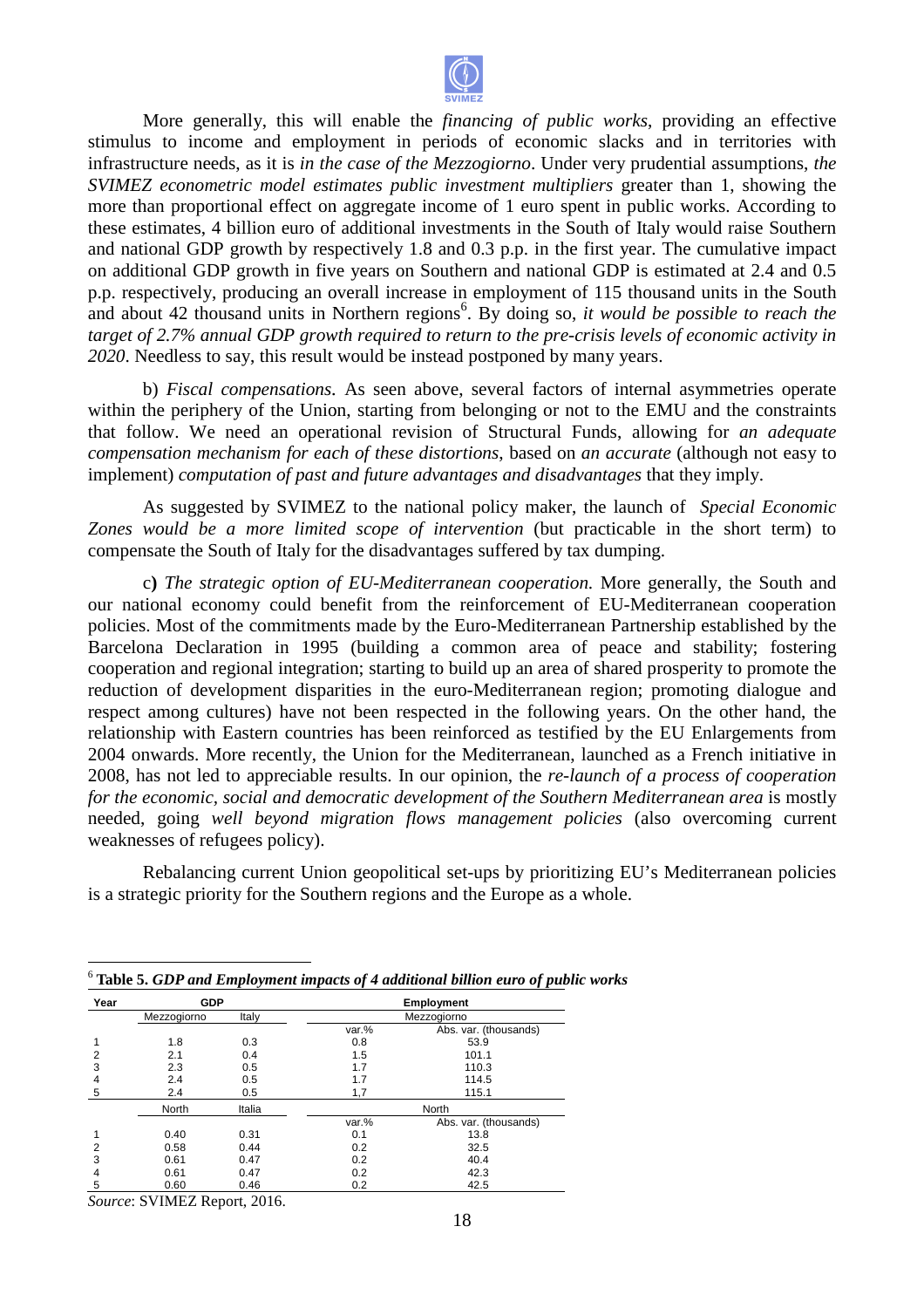More generally, this will enable the *financing of public works*, providing an effective stimulus to income and employment in periods of economic slacks and in territories with infrastructure needs, as it is *in the case of the Mezzogiorno*. Under very prudential assumptions, *the SVIMEZ econometric model estimates public investment multipliers* greater than 1, showing the more than proportional effect on aggregate income of 1 euro spent in public works. According to these estimates, 4 billion euro of additional investments in the South of Italy would raise Southern and national GDP growth by respectively 1.8 and 0.3 p.p. in the first year. The cumulative impact on additional GDP growth in five years on Southern and national GDP is estimated at 2.4 and 0.5 p.p. respectively, producing an overall increase in employment of 115 thousand units in the South and about 42 thousand units in Northern regions[6]. By doing so, *it would be possible to reach the target of 2.7% annual GDP growth required to return to the pre-crisis levels of economic activity in 2020*. Needless to say, this result would be instead postponed by many years.

b) *Fiscal compensations.* As seen above, several factors of internal asymmetries operate within the periphery of the Union, starting from belonging or not to the EMU and the constraints that follow. We need an operational revision of Structural Funds, allowing for *an adequate compensation mechanism for each of these distortions*, based on *an accurate* (although not easy to implement) *computation of past and future advantages and disadvantages* that they imply.

As suggested by SVIMEZ to the national policy maker, the launch of *Special Economic Zones would be a more limited scope of intervention* (but practicable in the short term) to compensate the South of Italy for the disadvantages suffered by tax dumping.

c**)** *The strategic option of EU-Mediterranean cooperation.* More generally, the South and our national economy could benefit from the reinforcement of EU-Mediterranean cooperation policies. Most of the commitments made by the Euro-Mediterranean Partnership established by the Barcelona Declaration in 1995 (building a common area of peace and stability; fostering cooperation and regional integration; starting to build up an area of shared prosperity to promote the reduction of development disparities in the euro-Mediterranean region; promoting dialogue and respect among cultures) have not been respected in the following years. On the other hand, the relationship with Eastern countries has been reinforced as testified by the EU Enlargements from 2004 onwards. More recently, the Union for the Mediterranean, launched as a French initiative in 2008, has not led to appreciable results. In our opinion, the *re-launch of a process of cooperation for the economic, social and democratic development of the Southern Mediterranean area* is mostly needed, going *well beyond migration flows management policies* (also overcoming current weaknesses of refugees policy).

Rebalancing current Union geopolitical set-ups by prioritizing EU's Mediterranean policies is a strategic priority for the Southern regions and the Europe as a whole.

---

[6] **Table 5.** ***GDP and Employment impacts of 4 additional billion euro of public works***

| Year | GDP | | Employment | |
|---|---|---|---|---|
| | Mezzogiorno | Italy | Mezzogiorno | |
| | | | var.% | Abs. var. (thousands) |
| 1 | 1.8 | 0.3 | 0.8 | 53.9 |
| 2 | 2.1 | 0.4 | 1.5 | 101.1 |
| 3 | 2.3 | 0.5 | 1.7 | 110.3 |
| 4 | 2.4 | 0.5 | 1.7 | 114.5 |
| 5 | 2.4 | 0.5 | 1,7 | 115.1 |
| | North | Italia | North | |
| | | | var.% | Abs. var. (thousands) |
| 1 | 0.40 | 0.31 | 0.1 | 13.8 |
| 2 | 0.58 | 0.44 | 0.2 | 32.5 |
| 3 | 0.61 | 0.47 | 0.2 | 40.4 |
| 4 | 0.61 | 0.47 | 0.2 | 42.3 |
| 5 | 0.60 | 0.46 | 0.2 | 42.5 |

*Source*: SVIMEZ Report, 2016.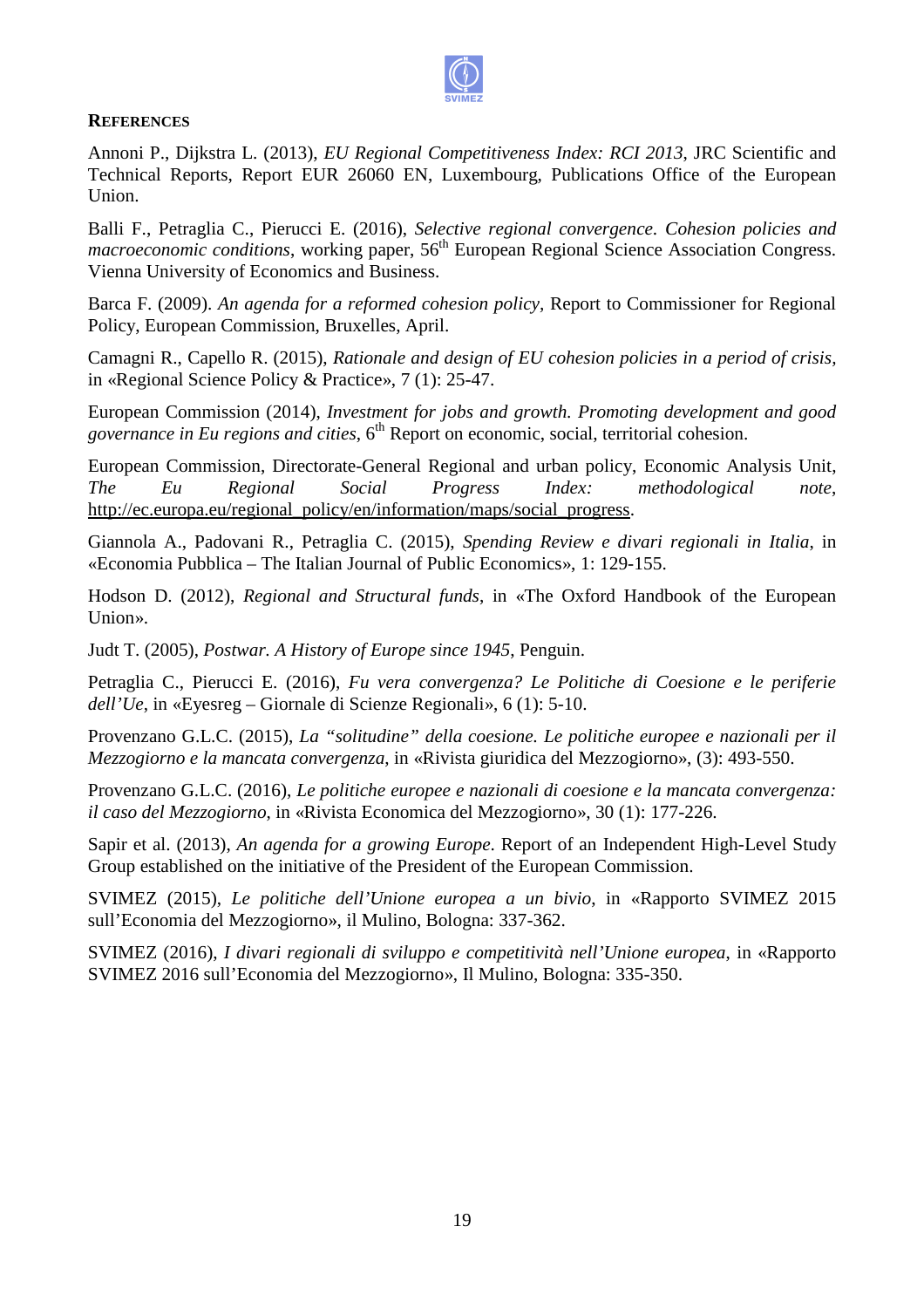## REFERENCES

Annoni P., Dijkstra L. (2013), *EU Regional Competitiveness Index: RCI 2013*, JRC Scientific and Technical Reports, Report EUR 26060 EN, Luxembourg, Publications Office of the European Union.

Balli F., Petraglia C., Pierucci E. (2016), *Selective regional convergence. Cohesion policies and macroeconomic conditions*, working paper, 56th European Regional Science Association Congress. Vienna University of Economics and Business.

Barca F. (2009). *An agenda for a reformed cohesion policy*, Report to Commissioner for Regional Policy, European Commission, Bruxelles, April.

Camagni R., Capello R. (2015), *Rationale and design of EU cohesion policies in a period of crisis*, in «Regional Science Policy & Practice», 7 (1): 25-47.

European Commission (2014), *Investment for jobs and growth. Promoting development and good governance in Eu regions and cities*, 6th Report on economic, social, territorial cohesion.

European Commission, Directorate-General Regional and urban policy, Economic Analysis Unit, *The Eu Regional Social Progress Index: methodological note*, http://ec.europa.eu/regional_policy/en/information/maps/social_progress.

Giannola A., Padovani R., Petraglia C. (2015), *Spending Review e divari regionali in Italia*, in «Economia Pubblica – The Italian Journal of Public Economics», 1: 129-155.

Hodson D. (2012), *Regional and Structural funds*, in «The Oxford Handbook of the European Union».

Judt T. (2005), *Postwar. A History of Europe since 1945*, Penguin.

Petraglia C., Pierucci E. (2016), *Fu vera convergenza? Le Politiche di Coesione e le periferie dell'Ue*, in «Eyesreg – Giornale di Scienze Regionali», 6 (1): 5-10.

Provenzano G.L.C. (2015), *La "solitudine" della coesione. Le politiche europee e nazionali per il Mezzogiorno e la mancata convergenza*, in «Rivista giuridica del Mezzogiorno», (3): 493-550.

Provenzano G.L.C. (2016), *Le politiche europee e nazionali di coesione e la mancata convergenza: il caso del Mezzogiorno*, in «Rivista Economica del Mezzogiorno», 30 (1): 177-226.

Sapir et al. (2013), *An agenda for a growing Europe*. Report of an Independent High-Level Study Group established on the initiative of the President of the European Commission.

SVIMEZ (2015), *Le politiche dell'Unione europea a un bivio*, in «Rapporto SVIMEZ 2015 sull'Economia del Mezzogiorno», il Mulino, Bologna: 337-362.

SVIMEZ (2016), *I divari regionali di sviluppo e competitività nell'Unione europea*, in «Rapporto SVIMEZ 2016 sull'Economia del Mezzogiorno», Il Mulino, Bologna: 335-350.